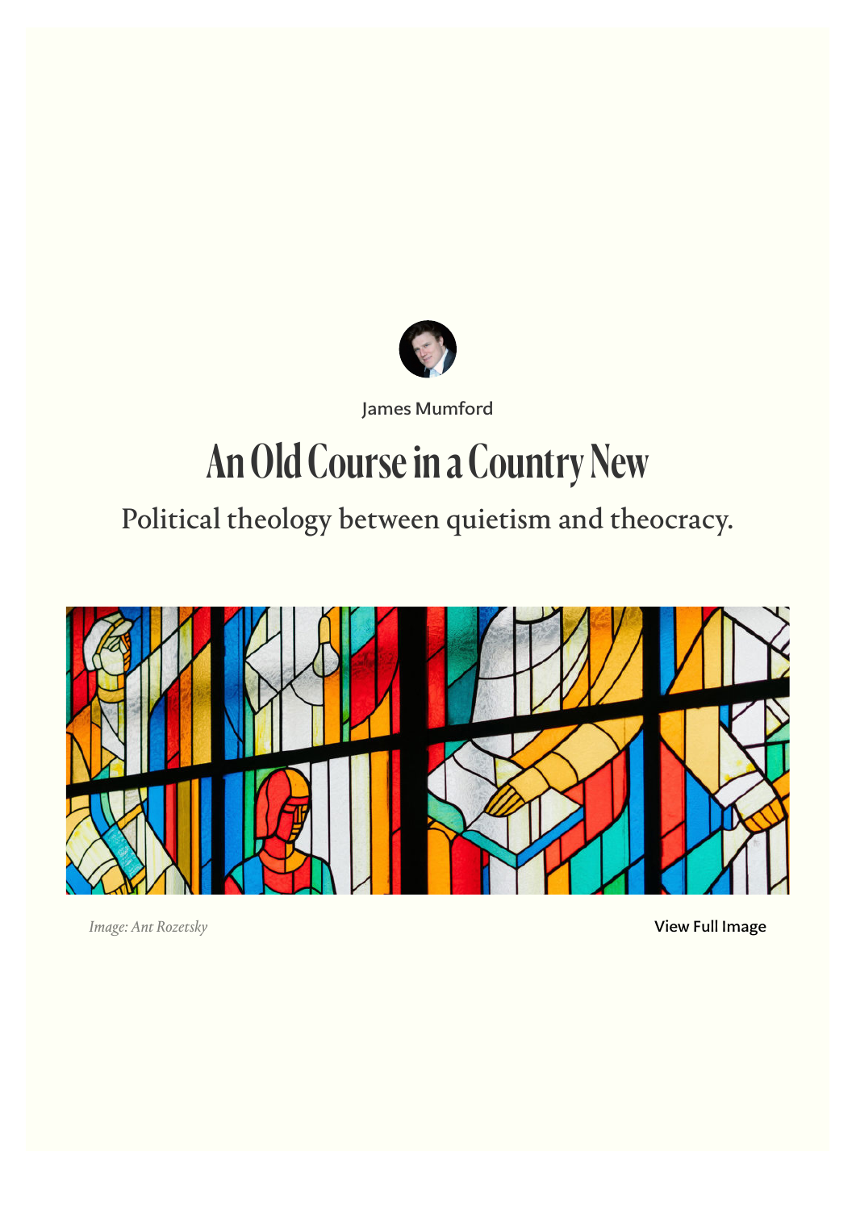James Mumford

# An Old Course in a Country New

## Political theology between quietism and theocracy.

*Image: Ant Rozetsky*

View Full Image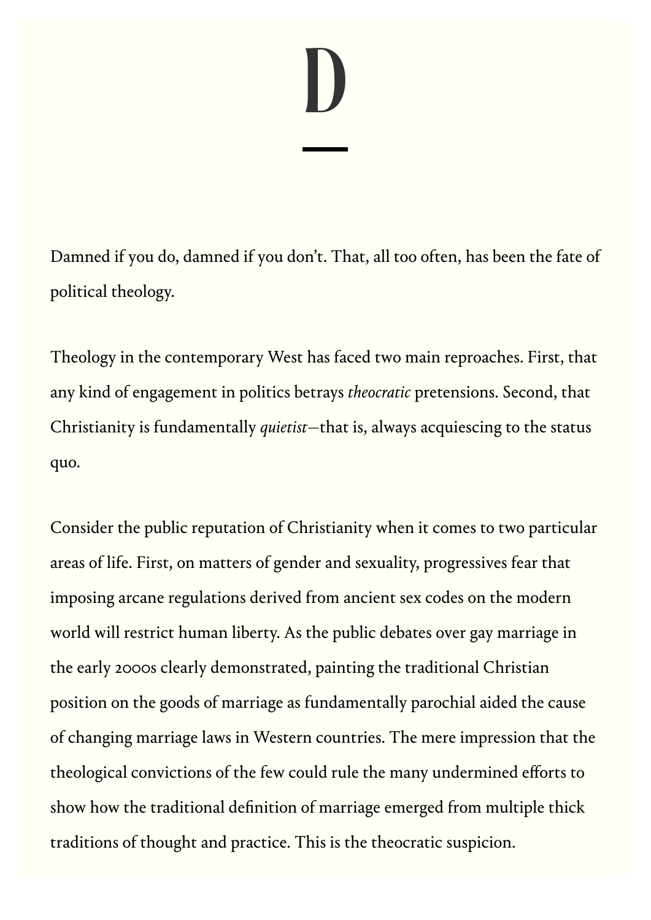# D

Damned if you do, damned if you don't. That, all too often, has been the fate of political theology.

Theology in the contemporary West has faced two main reproaches. First, that any kind of engagement in politics betrays *theocratic* pretensions. Second, that Christianity is fundamentally *quietist*—that is, always acquiescing to the status quo.

Consider the public reputation of Christianity when it comes to two particular areas of life. First, on matters of gender and sexuality, progressives fear that imposing arcane regulations derived from ancient sex codes on the modern world will restrict human liberty. As the public debates over gay marriage in the early 2000s clearly demonstrated, painting the traditional Christian position on the goods of marriage as fundamentally parochial aided the cause of changing marriage laws in Western countries. The mere impression that the theological convictions of the few could rule the many undermined efforts to show how the traditional definition of marriage emerged from multiple thick traditions of thought and practice. This is the theocratic suspicion.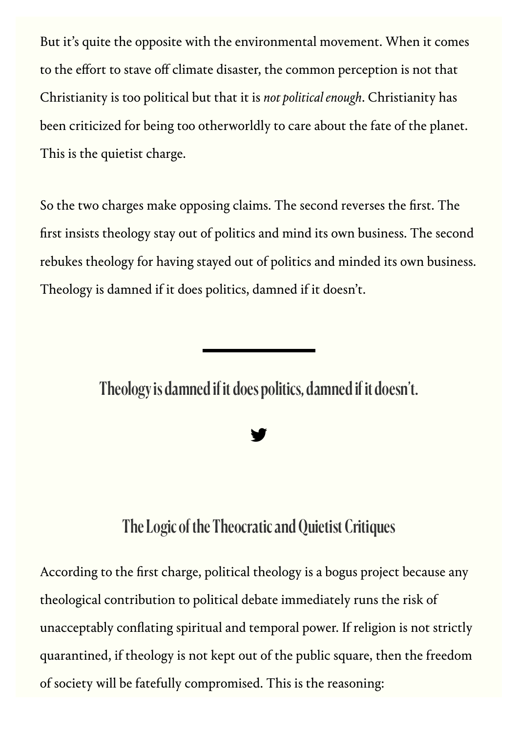But it's quite the opposite with the environmental movement. When it comes to the effort to stave off climate disaster, the common perception is not that Christianity is too political but that it is *not political enough*. Christianity has been criticized for being too otherworldly to care about the fate of the planet. This is the quietist charge.

So the two charges make opposing claims. The second reverses the first. The first insists theology stay out of politics and mind its own business. The second rebukes theology for having stayed out of politics and minded its own business. Theology is damned if it does politics, damned if it doesn't.

---

> **Theology is damned if it does politics, damned if it doesn't.**

## The Logic of the Theocratic and Quietist Critiques

According to the first charge, political theology is a bogus project because any theological contribution to political debate immediately runs the risk of unacceptably conflating spiritual and temporal power. If religion is not strictly quarantined, if theology is not kept out of the public square, then the freedom of society will be fatefully compromised. This is the reasoning: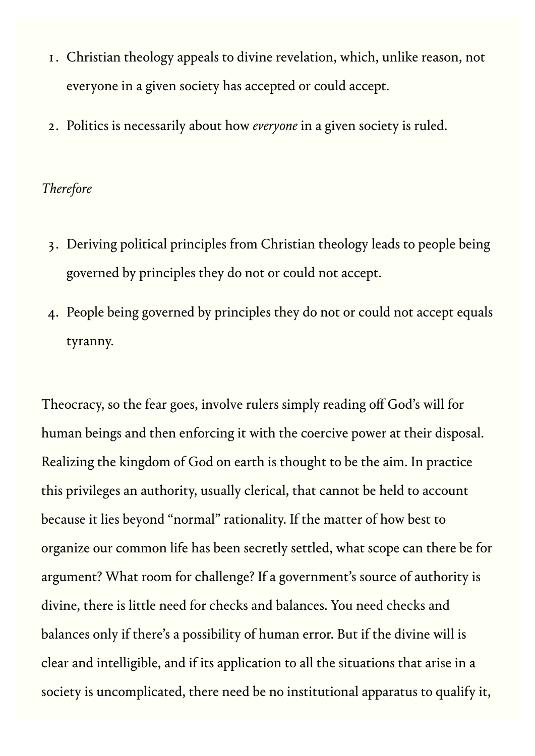1. Christian theology appeals to divine revelation, which, unlike reason, not everyone in a given society has accepted or could accept.
2. Politics is necessarily about how *everyone* in a given society is ruled.

*Therefore*

3. Deriving political principles from Christian theology leads to people being governed by principles they do not or could not accept.
4. People being governed by principles they do not or could not accept equals tyranny.

Theocracy, so the fear goes, involve rulers simply reading off God's will for human beings and then enforcing it with the coercive power at their disposal. Realizing the kingdom of God on earth is thought to be the aim. In practice this privileges an authority, usually clerical, that cannot be held to account because it lies beyond "normal" rationality. If the matter of how best to organize our common life has been secretly settled, what scope can there be for argument? What room for challenge? If a government's source of authority is divine, there is little need for checks and balances. You need checks and balances only if there's a possibility of human error. But if the divine will is clear and intelligible, and if its application to all the situations that arise in a society is uncomplicated, there need be no institutional apparatus to qualify it,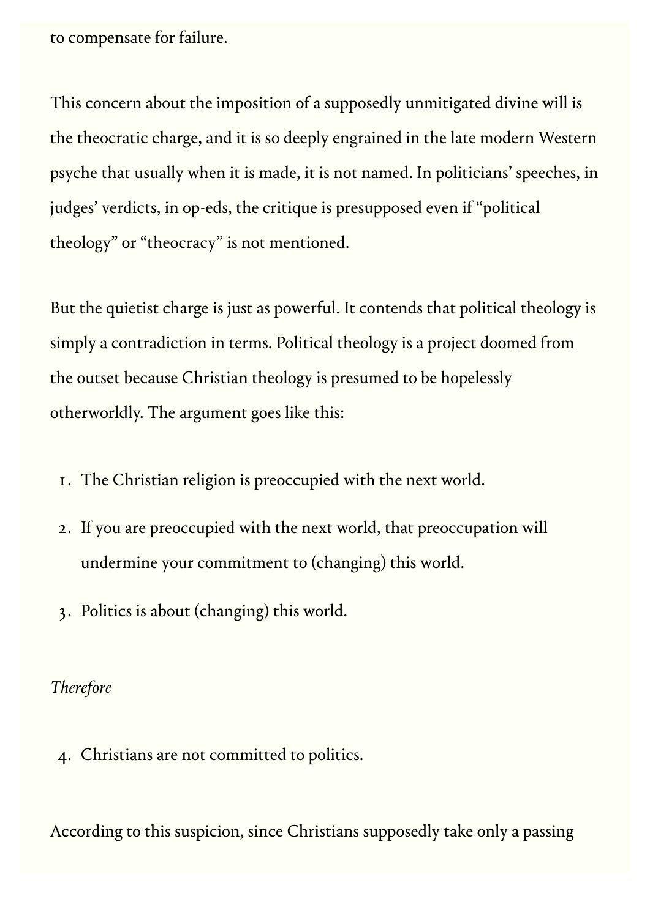to compensate for failure.

This concern about the imposition of a supposedly unmitigated divine will is the theocratic charge, and it is so deeply engrained in the late modern Western psyche that usually when it is made, it is not named. In politicians' speeches, in judges' verdicts, in op-eds, the critique is presupposed even if "political theology" or "theocracy" is not mentioned.

But the quietist charge is just as powerful. It contends that political theology is simply a contradiction in terms. Political theology is a project doomed from the outset because Christian theology is presumed to be hopelessly otherworldly. The argument goes like this:

1. The Christian religion is preoccupied with the next world.
2. If you are preoccupied with the next world, that preoccupation will undermine your commitment to (changing) this world.
3. Politics is about (changing) this world.

*Therefore*

4. Christians are not committed to politics.

According to this suspicion, since Christians supposedly take only a passing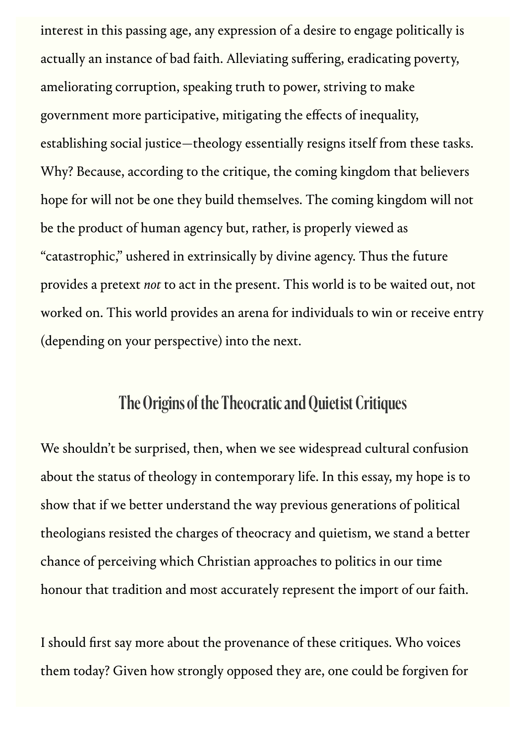interest in this passing age, any expression of a desire to engage politically is actually an instance of bad faith. Alleviating suffering, eradicating poverty, ameliorating corruption, speaking truth to power, striving to make government more participative, mitigating the effects of inequality, establishing social justice—theology essentially resigns itself from these tasks. Why? Because, according to the critique, the coming kingdom that believers hope for will not be one they build themselves. The coming kingdom will not be the product of human agency but, rather, is properly viewed as "catastrophic," ushered in extrinsically by divine agency. Thus the future provides a pretext *not* to act in the present. This world is to be waited out, not worked on. This world provides an arena for individuals to win or receive entry (depending on your perspective) into the next.

## The Origins of the Theocratic and Quietist Critiques

We shouldn't be surprised, then, when we see widespread cultural confusion about the status of theology in contemporary life. In this essay, my hope is to show that if we better understand the way previous generations of political theologians resisted the charges of theocracy and quietism, we stand a better chance of perceiving which Christian approaches to politics in our time honour that tradition and most accurately represent the import of our faith.

I should first say more about the provenance of these critiques. Who voices them today? Given how strongly opposed they are, one could be forgiven for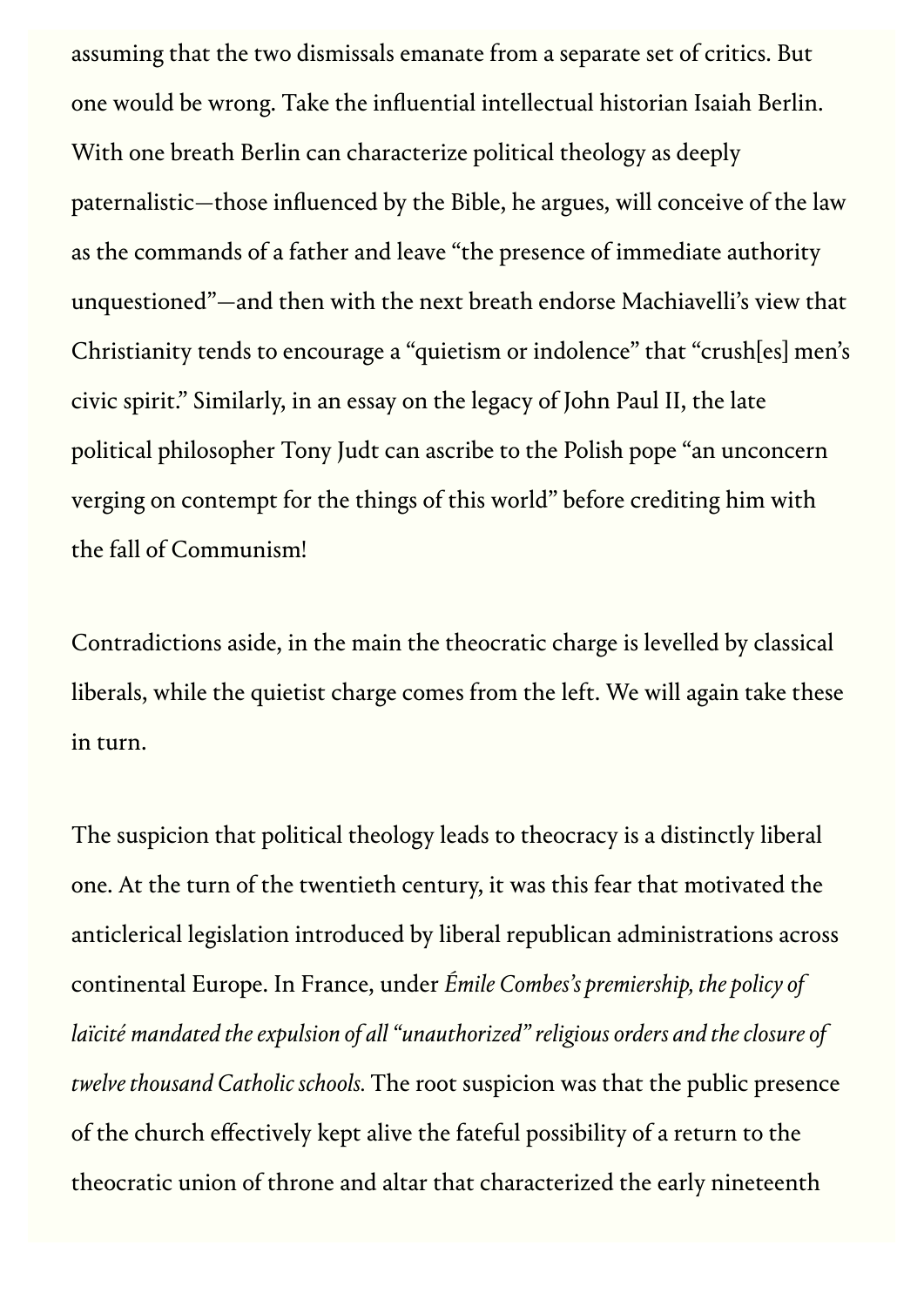assuming that the two dismissals emanate from a separate set of critics. But one would be wrong. Take the influential intellectual historian Isaiah Berlin. With one breath Berlin can characterize political theology as deeply paternalistic—those influenced by the Bible, he argues, will conceive of the law as the commands of a father and leave "the presence of immediate authority unquestioned"—and then with the next breath endorse Machiavelli's view that Christianity tends to encourage a "quietism or indolence" that "crush[es] men's civic spirit." Similarly, in an essay on the legacy of John Paul II, the late political philosopher Tony Judt can ascribe to the Polish pope "an unconcern verging on contempt for the things of this world" before crediting him with the fall of Communism!

Contradictions aside, in the main the theocratic charge is levelled by classical liberals, while the quietist charge comes from the left. We will again take these in turn.

The suspicion that political theology leads to theocracy is a distinctly liberal one. At the turn of the twentieth century, it was this fear that motivated the anticlerical legislation introduced by liberal republican administrations across continental Europe. In France, under *Émile Combes's premiership, the policy of laïcité mandated the expulsion of all "unauthorized" religious orders and the closure of twelve thousand Catholic schools.* The root suspicion was that the public presence of the church effectively kept alive the fateful possibility of a return to the theocratic union of throne and altar that characterized the early nineteenth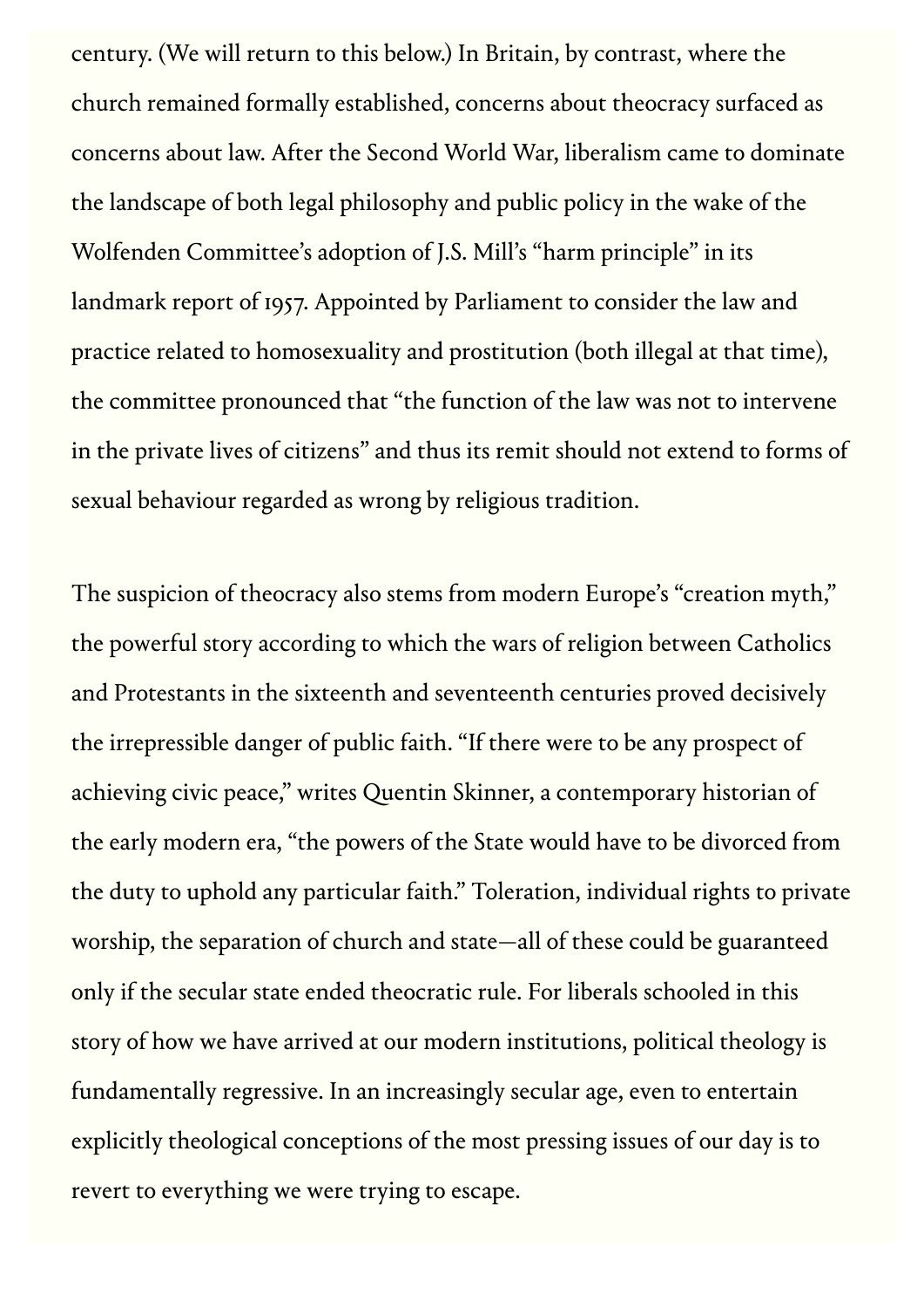century. (We will return to this below.) In Britain, by contrast, where the church remained formally established, concerns about theocracy surfaced as concerns about law. After the Second World War, liberalism came to dominate the landscape of both legal philosophy and public policy in the wake of the Wolfenden Committee's adoption of J.S. Mill's "harm principle" in its landmark report of 1957. Appointed by Parliament to consider the law and practice related to homosexuality and prostitution (both illegal at that time), the committee pronounced that "the function of the law was not to intervene in the private lives of citizens" and thus its remit should not extend to forms of sexual behaviour regarded as wrong by religious tradition.

The suspicion of theocracy also stems from modern Europe's "creation myth," the powerful story according to which the wars of religion between Catholics and Protestants in the sixteenth and seventeenth centuries proved decisively the irrepressible danger of public faith. "If there were to be any prospect of achieving civic peace," writes Quentin Skinner, a contemporary historian of the early modern era, "the powers of the State would have to be divorced from the duty to uphold any particular faith." Toleration, individual rights to private worship, the separation of church and state—all of these could be guaranteed only if the secular state ended theocratic rule. For liberals schooled in this story of how we have arrived at our modern institutions, political theology is fundamentally regressive. In an increasingly secular age, even to entertain explicitly theological conceptions of the most pressing issues of our day is to revert to everything we were trying to escape.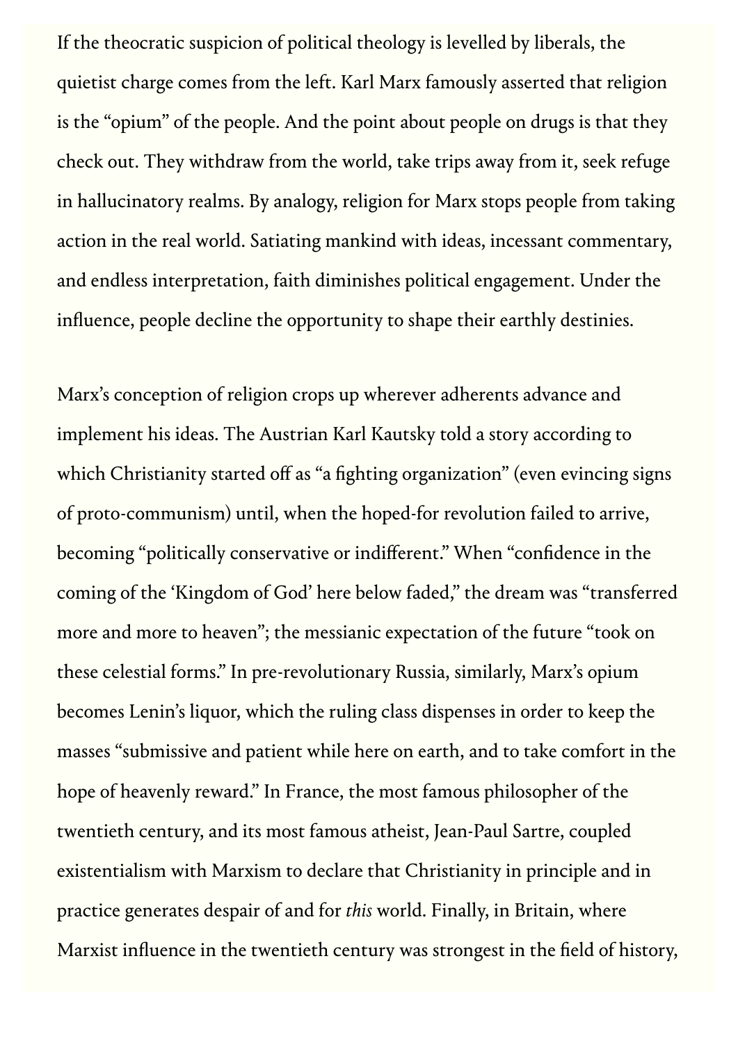If the theocratic suspicion of political theology is levelled by liberals, the quietist charge comes from the left. Karl Marx famously asserted that religion is the "opium" of the people. And the point about people on drugs is that they check out. They withdraw from the world, take trips away from it, seek refuge in hallucinatory realms. By analogy, religion for Marx stops people from taking action in the real world. Satiating mankind with ideas, incessant commentary, and endless interpretation, faith diminishes political engagement. Under the influence, people decline the opportunity to shape their earthly destinies.

Marx's conception of religion crops up wherever adherents advance and implement his ideas. The Austrian Karl Kautsky told a story according to which Christianity started off as "a fighting organization" (even evincing signs of proto-communism) until, when the hoped-for revolution failed to arrive, becoming "politically conservative or indifferent." When "confidence in the coming of the 'Kingdom of God' here below faded," the dream was "transferred more and more to heaven"; the messianic expectation of the future "took on these celestial forms." In pre-revolutionary Russia, similarly, Marx's opium becomes Lenin's liquor, which the ruling class dispenses in order to keep the masses "submissive and patient while here on earth, and to take comfort in the hope of heavenly reward." In France, the most famous philosopher of the twentieth century, and its most famous atheist, Jean-Paul Sartre, coupled existentialism with Marxism to declare that Christianity in principle and in practice generates despair of and for *this* world. Finally, in Britain, where Marxist influence in the twentieth century was strongest in the field of history,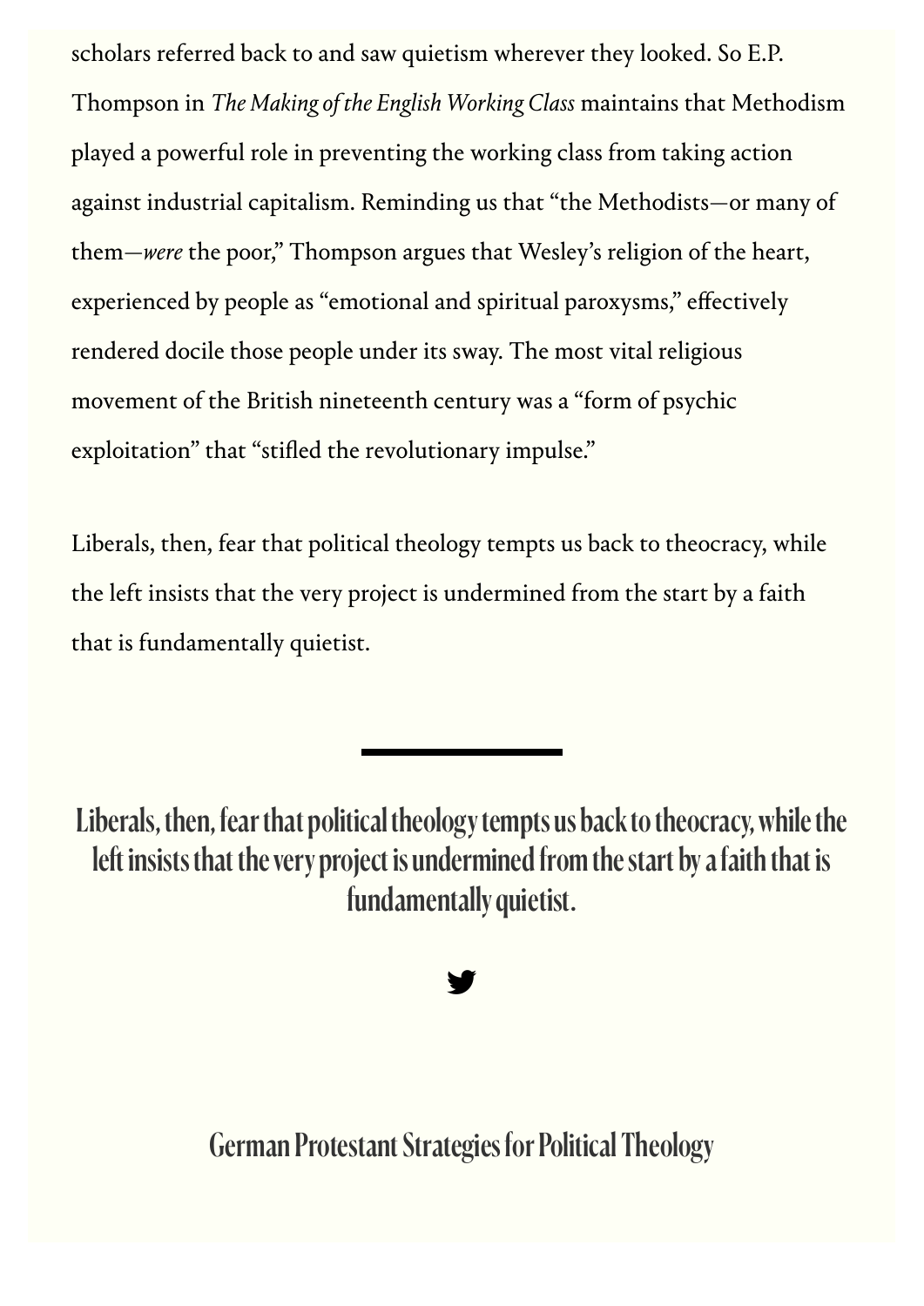scholars referred back to and saw quietism wherever they looked. So E.P. Thompson in *The Making of the English Working Class* maintains that Methodism played a powerful role in preventing the working class from taking action against industrial capitalism. Reminding us that "the Methodists—or many of them—*were* the poor," Thompson argues that Wesley's religion of the heart, experienced by people as "emotional and spiritual paroxysms," effectively rendered docile those people under its sway. The most vital religious movement of the British nineteenth century was a "form of psychic exploitation" that "stifled the revolutionary impulse."

Liberals, then, fear that political theology tempts us back to theocracy, while the left insists that the very project is undermined from the start by a faith that is fundamentally quietist.

---

**Liberals, then, fear that political theology tempts us back to theocracy, while the left insists that the very project is undermined from the start by a faith that is fundamentally quietist.**

## German Protestant Strategies for Political Theology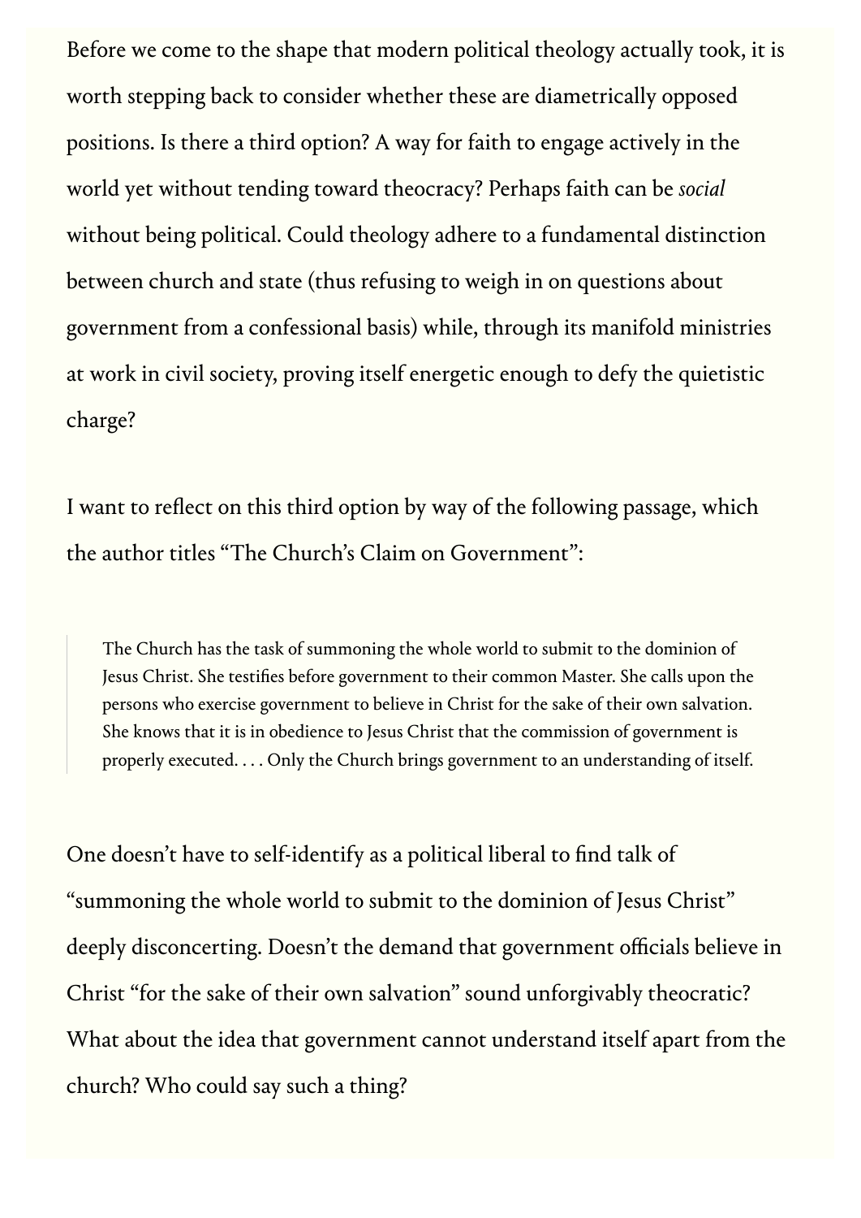Before we come to the shape that modern political theology actually took, it is worth stepping back to consider whether these are diametrically opposed positions. Is there a third option? A way for faith to engage actively in the world yet without tending toward theocracy? Perhaps faith can be *social* without being political. Could theology adhere to a fundamental distinction between church and state (thus refusing to weigh in on questions about government from a confessional basis) while, through its manifold ministries at work in civil society, proving itself energetic enough to defy the quietistic charge?

I want to reflect on this third option by way of the following passage, which the author titles "The Church's Claim on Government":

> The Church has the task of summoning the whole world to submit to the dominion of Jesus Christ. She testifies before government to their common Master. She calls upon the persons who exercise government to believe in Christ for the sake of their own salvation. She knows that it is in obedience to Jesus Christ that the commission of government is properly executed. . . . Only the Church brings government to an understanding of itself.

One doesn't have to self-identify as a political liberal to find talk of "summoning the whole world to submit to the dominion of Jesus Christ" deeply disconcerting. Doesn't the demand that government officials believe in Christ "for the sake of their own salvation" sound unforgivably theocratic? What about the idea that government cannot understand itself apart from the church? Who could say such a thing?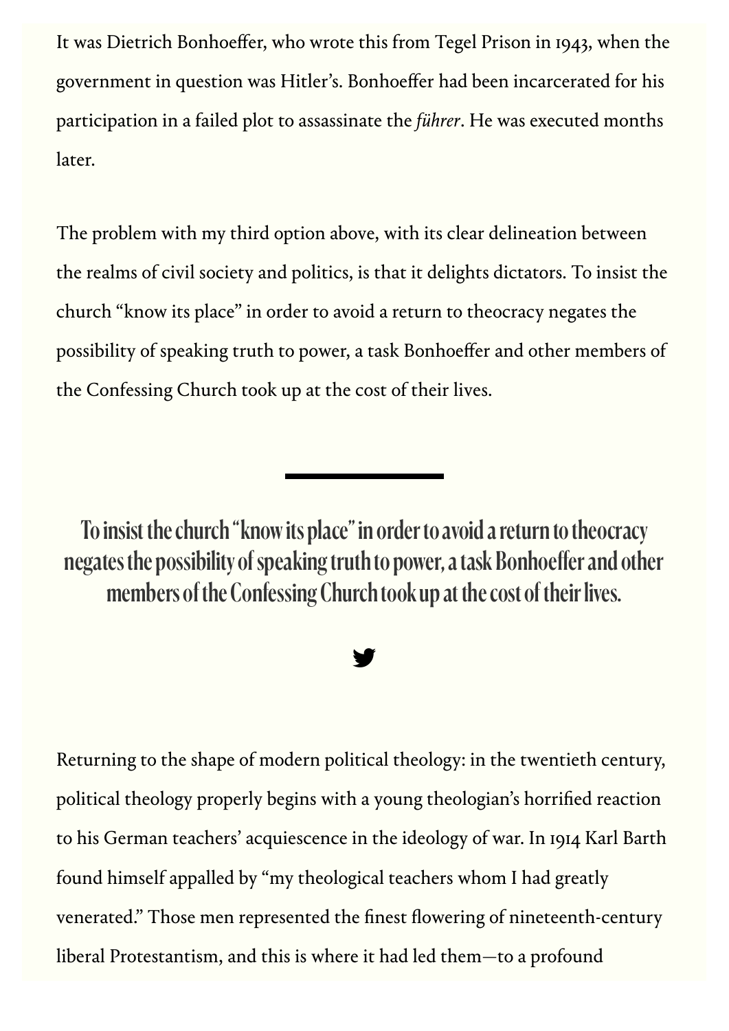It was Dietrich Bonhoeffer, who wrote this from Tegel Prison in 1943, when the government in question was Hitler's. Bonhoeffer had been incarcerated for his participation in a failed plot to assassinate the *führer*. He was executed months later.

The problem with my third option above, with its clear delineation between the realms of civil society and politics, is that it delights dictators. To insist the church "know its place" in order to avoid a return to theocracy negates the possibility of speaking truth to power, a task Bonhoeffer and other members of the Confessing Church took up at the cost of their lives.

---

**To insist the church "know its place" in order to avoid a return to theocracy negates the possibility of speaking truth to power, a task Bonhoeffer and other members of the Confessing Church took up at the cost of their lives.**

Returning to the shape of modern political theology: in the twentieth century, political theology properly begins with a young theologian's horrified reaction to his German teachers' acquiescence in the ideology of war. In 1914 Karl Barth found himself appalled by "my theological teachers whom I had greatly venerated." Those men represented the finest flowering of nineteenth-century liberal Protestantism, and this is where it had led them—to a profound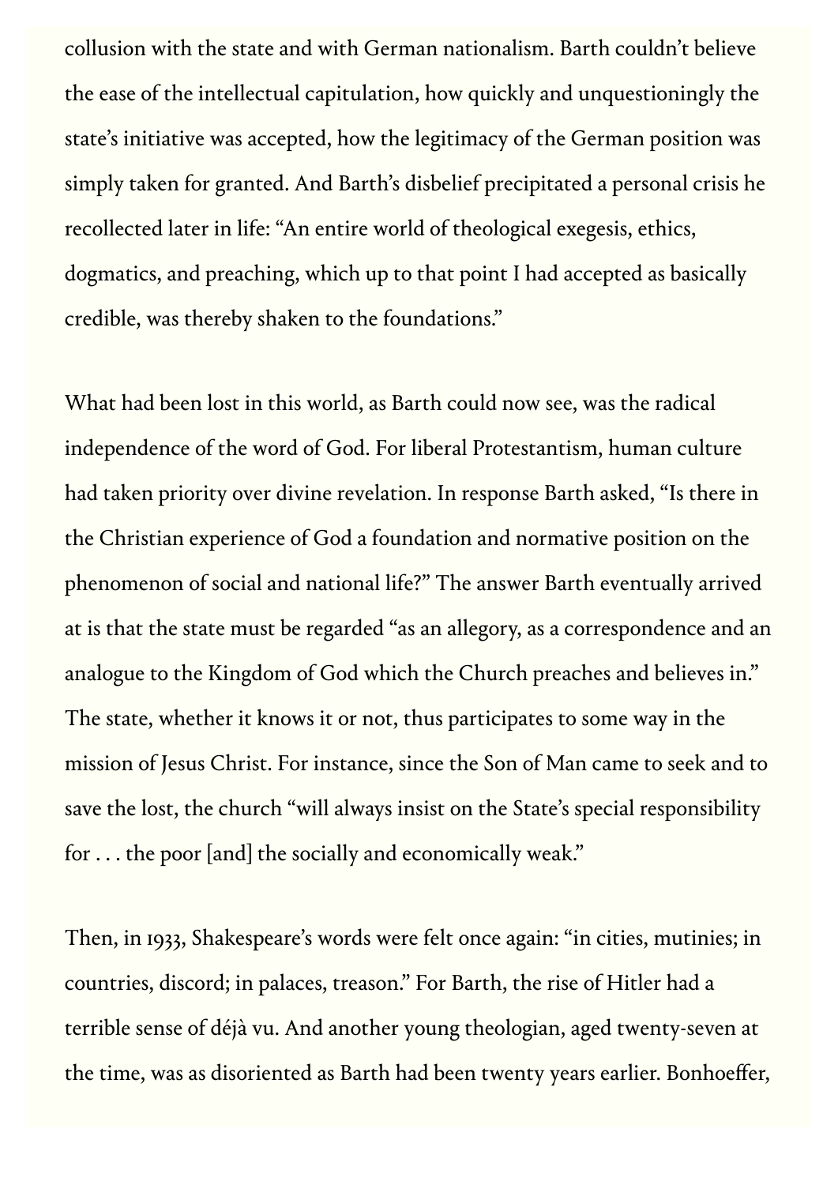collusion with the state and with German nationalism. Barth couldn't believe the ease of the intellectual capitulation, how quickly and unquestioningly the state's initiative was accepted, how the legitimacy of the German position was simply taken for granted. And Barth's disbelief precipitated a personal crisis he recollected later in life: "An entire world of theological exegesis, ethics, dogmatics, and preaching, which up to that point I had accepted as basically credible, was thereby shaken to the foundations."

What had been lost in this world, as Barth could now see, was the radical independence of the word of God. For liberal Protestantism, human culture had taken priority over divine revelation. In response Barth asked, "Is there in the Christian experience of God a foundation and normative position on the phenomenon of social and national life?" The answer Barth eventually arrived at is that the state must be regarded "as an allegory, as a correspondence and an analogue to the Kingdom of God which the Church preaches and believes in." The state, whether it knows it or not, thus participates to some way in the mission of Jesus Christ. For instance, since the Son of Man came to seek and to save the lost, the church "will always insist on the State's special responsibility for . . . the poor [and] the socially and economically weak."

Then, in 1933, Shakespeare's words were felt once again: "in cities, mutinies; in countries, discord; in palaces, treason." For Barth, the rise of Hitler had a terrible sense of déjà vu. And another young theologian, aged twenty-seven at the time, was as disoriented as Barth had been twenty years earlier. Bonhoeffer,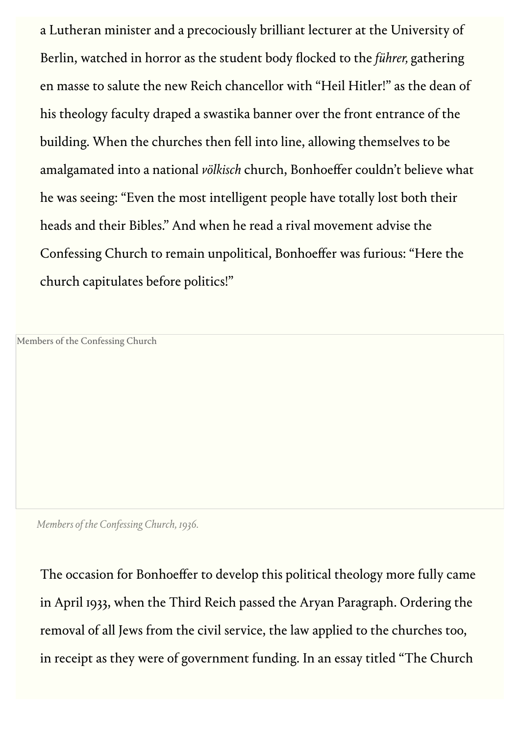a Lutheran minister and a precociously brilliant lecturer at the University of Berlin, watched in horror as the student body flocked to the *führer,* gathering en masse to salute the new Reich chancellor with "Heil Hitler!" as the dean of his theology faculty draped a swastika banner over the front entrance of the building. When the churches then fell into line, allowing themselves to be amalgamated into a national *völkisch* church, Bonhoeffer couldn't believe what he was seeing: "Even the most intelligent people have totally lost both their heads and their Bibles." And when he read a rival movement advise the Confessing Church to remain unpolitical, Bonhoeffer was furious: "Here the church capitulates before politics!"

*Members of the Confessing Church, 1936.*

The occasion for Bonhoeffer to develop this political theology more fully came in April 1933, when the Third Reich passed the Aryan Paragraph. Ordering the removal of all Jews from the civil service, the law applied to the churches too, in receipt as they were of government funding. In an essay titled "The Church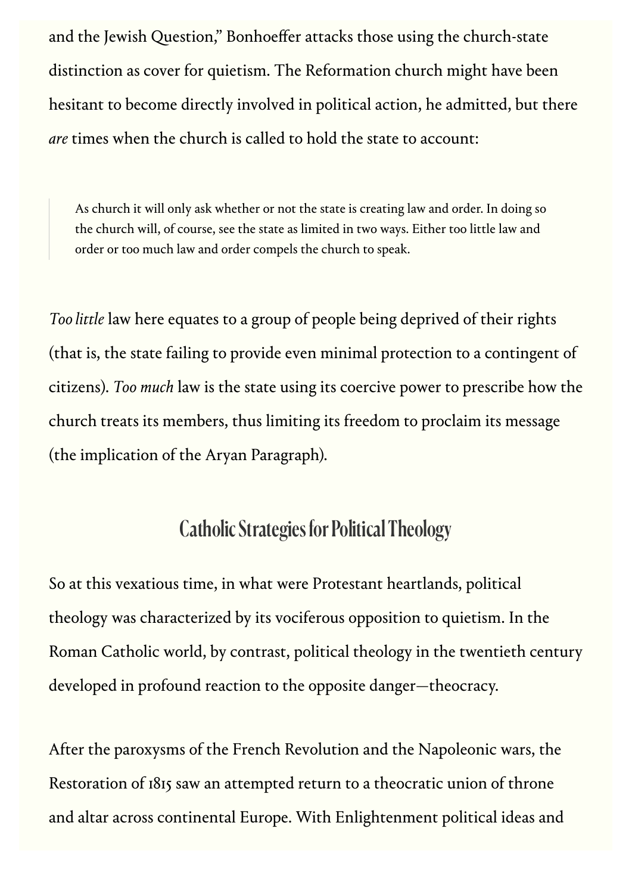and the Jewish Question," Bonhoeffer attacks those using the church-state distinction as cover for quietism. The Reformation church might have been hesitant to become directly involved in political action, he admitted, but there *are* times when the church is called to hold the state to account:

> As church it will only ask whether or not the state is creating law and order. In doing so the church will, of course, see the state as limited in two ways. Either too little law and order or too much law and order compels the church to speak.

*Too little* law here equates to a group of people being deprived of their rights (that is, the state failing to provide even minimal protection to a contingent of citizens). *Too much* law is the state using its coercive power to prescribe how the church treats its members, thus limiting its freedom to proclaim its message (the implication of the Aryan Paragraph).

## Catholic Strategies for Political Theology

So at this vexatious time, in what were Protestant heartlands, political theology was characterized by its vociferous opposition to quietism. In the Roman Catholic world, by contrast, political theology in the twentieth century developed in profound reaction to the opposite danger—theocracy.

After the paroxysms of the French Revolution and the Napoleonic wars, the Restoration of 1815 saw an attempted return to a theocratic union of throne and altar across continental Europe. With Enlightenment political ideas and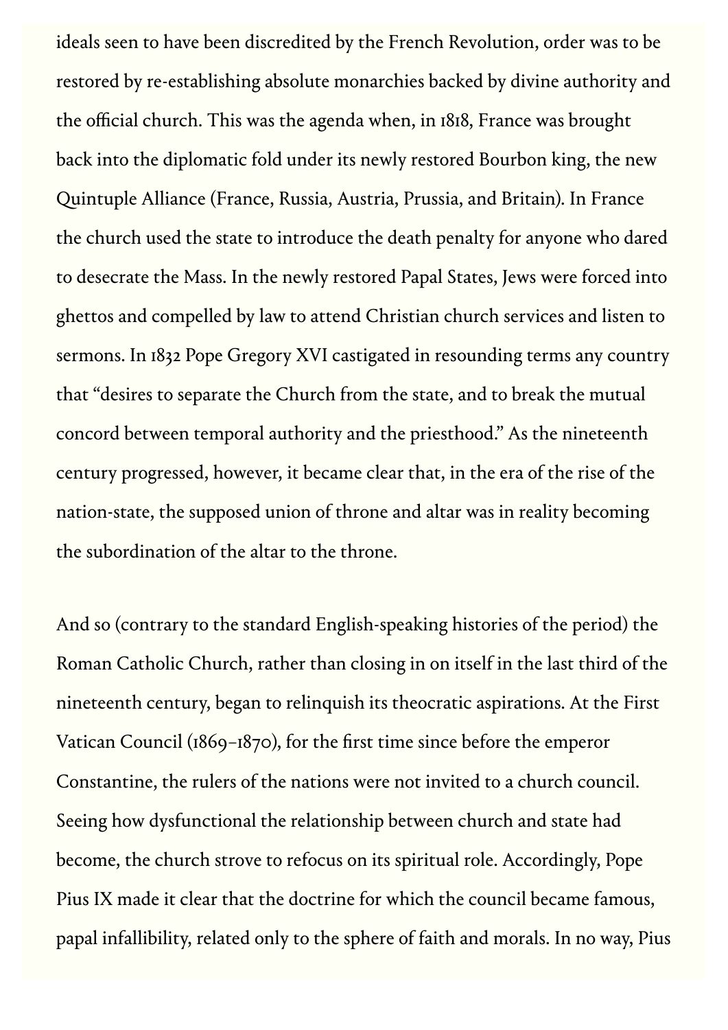ideals seen to have been discredited by the French Revolution, order was to be restored by re-establishing absolute monarchies backed by divine authority and the official church. This was the agenda when, in 1818, France was brought back into the diplomatic fold under its newly restored Bourbon king, the new Quintuple Alliance (France, Russia, Austria, Prussia, and Britain). In France the church used the state to introduce the death penalty for anyone who dared to desecrate the Mass. In the newly restored Papal States, Jews were forced into ghettos and compelled by law to attend Christian church services and listen to sermons. In 1832 Pope Gregory XVI castigated in resounding terms any country that "desires to separate the Church from the state, and to break the mutual concord between temporal authority and the priesthood." As the nineteenth century progressed, however, it became clear that, in the era of the rise of the nation-state, the supposed union of throne and altar was in reality becoming the subordination of the altar to the throne.

And so (contrary to the standard English-speaking histories of the period) the Roman Catholic Church, rather than closing in on itself in the last third of the nineteenth century, began to relinquish its theocratic aspirations. At the First Vatican Council (1869–1870), for the first time since before the emperor Constantine, the rulers of the nations were not invited to a church council. Seeing how dysfunctional the relationship between church and state had become, the church strove to refocus on its spiritual role. Accordingly, Pope Pius IX made it clear that the doctrine for which the council became famous, papal infallibility, related only to the sphere of faith and morals. In no way, Pius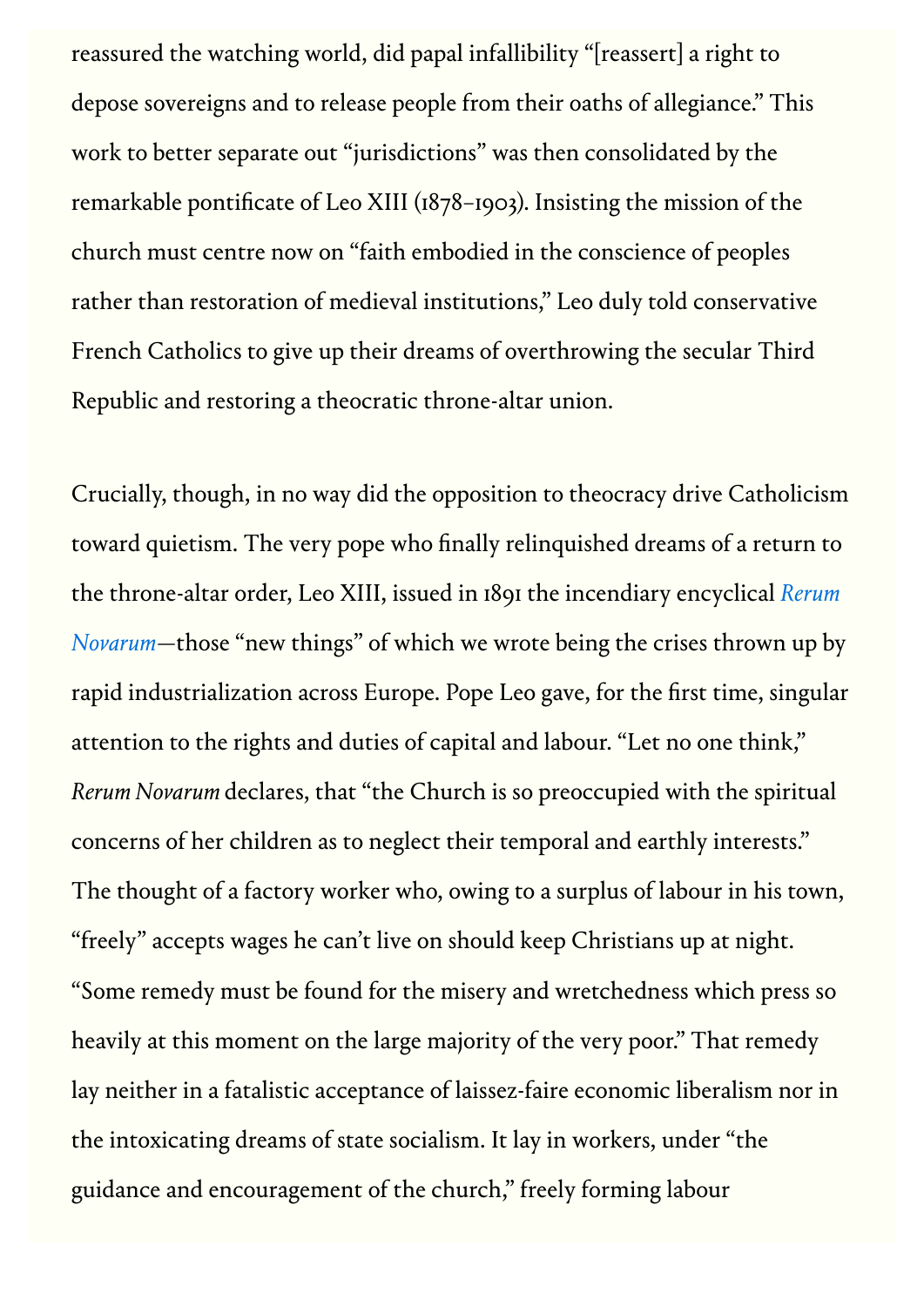reassured the watching world, did papal infallibility “[reassert] a right to depose sovereigns and to release people from their oaths of allegiance.” This work to better separate out “jurisdictions” was then consolidated by the remarkable pontificate of Leo XIII (1878–1903). Insisting the mission of the church must centre now on “faith embodied in the conscience of peoples rather than restoration of medieval institutions,” Leo duly told conservative French Catholics to give up their dreams of overthrowing the secular Third Republic and restoring a theocratic throne-altar union.

Crucially, though, in no way did the opposition to theocracy drive Catholicism toward quietism. The very pope who finally relinquished dreams of a return to the throne-altar order, Leo XIII, issued in 1891 the incendiary encyclical *Rerum Novarum*—those “new things” of which we wrote being the crises thrown up by rapid industrialization across Europe. Pope Leo gave, for the first time, singular attention to the rights and duties of capital and labour. “Let no one think,” *Rerum Novarum* declares, that “the Church is so preoccupied with the spiritual concerns of her children as to neglect their temporal and earthly interests.” The thought of a factory worker who, owing to a surplus of labour in his town, “freely” accepts wages he can’t live on should keep Christians up at night. “Some remedy must be found for the misery and wretchedness which press so heavily at this moment on the large majority of the very poor.” That remedy lay neither in a fatalistic acceptance of laissez-faire economic liberalism nor in the intoxicating dreams of state socialism. It lay in workers, under “the guidance and encouragement of the church,” freely forming labour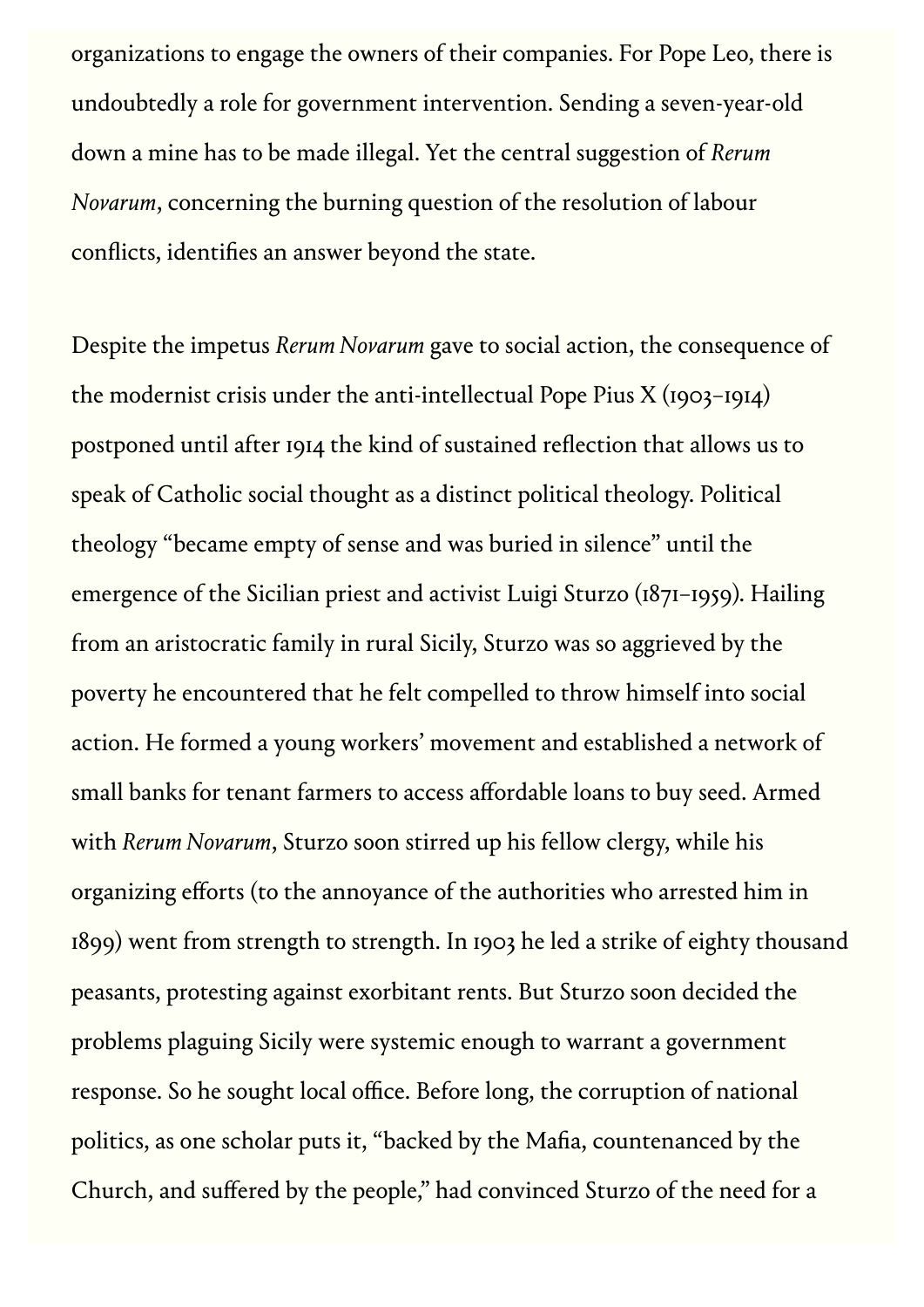organizations to engage the owners of their companies. For Pope Leo, there is undoubtedly a role for government intervention. Sending a seven-year-old down a mine has to be made illegal. Yet the central suggestion of *Rerum Novarum*, concerning the burning question of the resolution of labour conflicts, identifies an answer beyond the state.

Despite the impetus *Rerum Novarum* gave to social action, the consequence of the modernist crisis under the anti-intellectual Pope Pius X (1903–1914) postponed until after 1914 the kind of sustained reflection that allows us to speak of Catholic social thought as a distinct political theology. Political theology "became empty of sense and was buried in silence" until the emergence of the Sicilian priest and activist Luigi Sturzo (1871–1959). Hailing from an aristocratic family in rural Sicily, Sturzo was so aggrieved by the poverty he encountered that he felt compelled to throw himself into social action. He formed a young workers' movement and established a network of small banks for tenant farmers to access affordable loans to buy seed. Armed with *Rerum Novarum*, Sturzo soon stirred up his fellow clergy, while his organizing efforts (to the annoyance of the authorities who arrested him in 1899) went from strength to strength. In 1903 he led a strike of eighty thousand peasants, protesting against exorbitant rents. But Sturzo soon decided the problems plaguing Sicily were systemic enough to warrant a government response. So he sought local office. Before long, the corruption of national politics, as one scholar puts it, "backed by the Mafia, countenanced by the Church, and suffered by the people," had convinced Sturzo of the need for a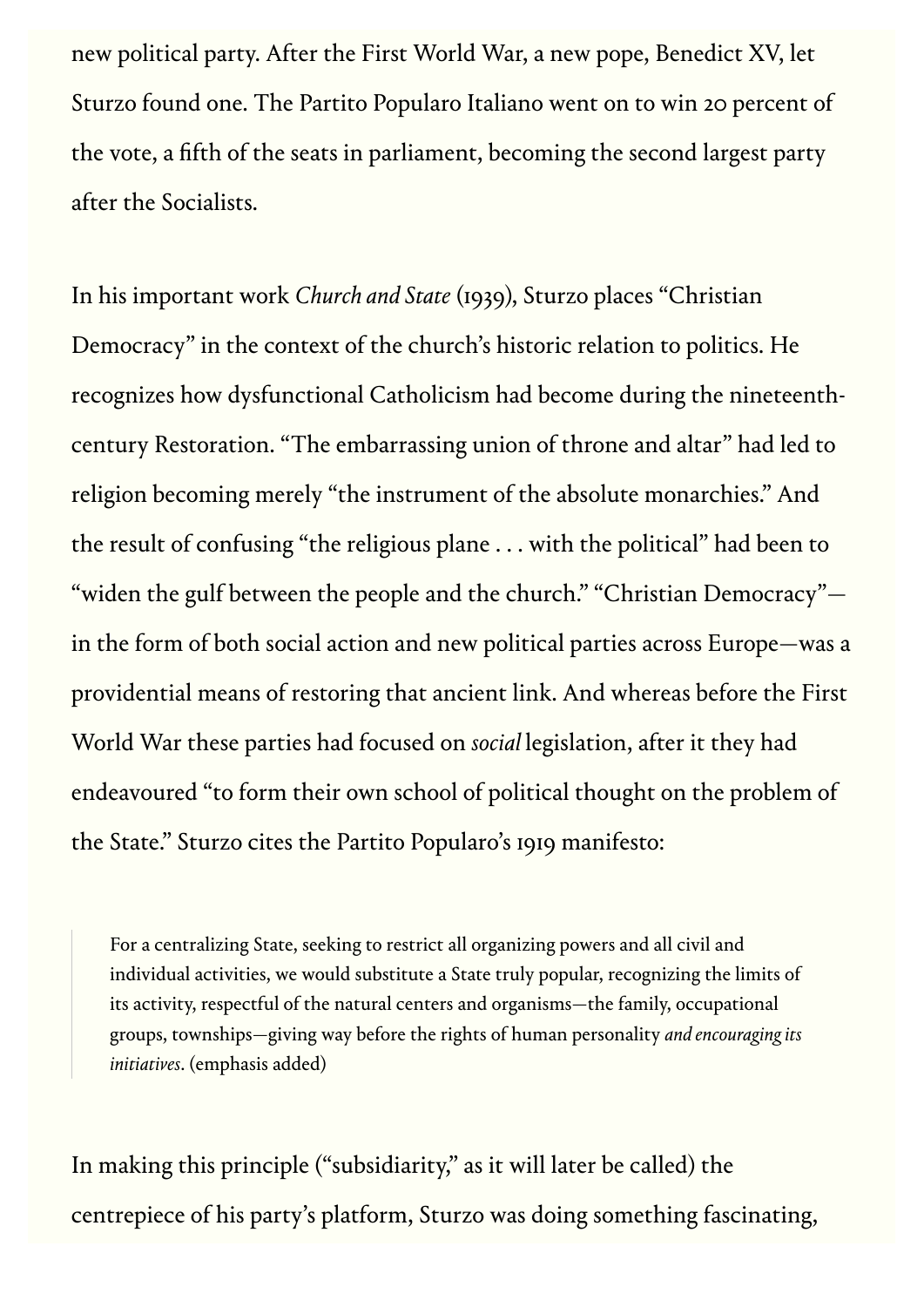new political party. After the First World War, a new pope, Benedict XV, let Sturzo found one. The Partito Populаro Italiano went on to win 20 percent of the vote, a fifth of the seats in parliament, becoming the second largest party after the Socialists.

In his important work *Church and State* (1939), Sturzo places "Christian Democracy" in the context of the church's historic relation to politics. He recognizes how dysfunctional Catholicism had become during the nineteenth-century Restoration. "The embarrassing union of throne and altar" had led to religion becoming merely "the instrument of the absolute monarchies." And the result of confusing "the religious plane . . . with the political" had been to "widen the gulf between the people and the church." "Christian Democracy"—in the form of both social action and new political parties across Europe—was a providential means of restoring that ancient link. And whereas before the First World War these parties had focused on *social* legislation, after it they had endeavoured "to form their own school of political thought on the problem of the State." Sturzo cites the Partito Popularo's 1919 manifesto:

> For a centralizing State, seeking to restrict all organizing powers and all civil and individual activities, we would substitute a State truly popular, recognizing the limits of its activity, respectful of the natural centers and organisms—the family, occupational groups, townships—giving way before the rights of human personality *and encouraging its initiatives*. (emphasis added)

In making this principle ("subsidiarity," as it will later be called) the centrepiece of his party's platform, Sturzo was doing something fascinating,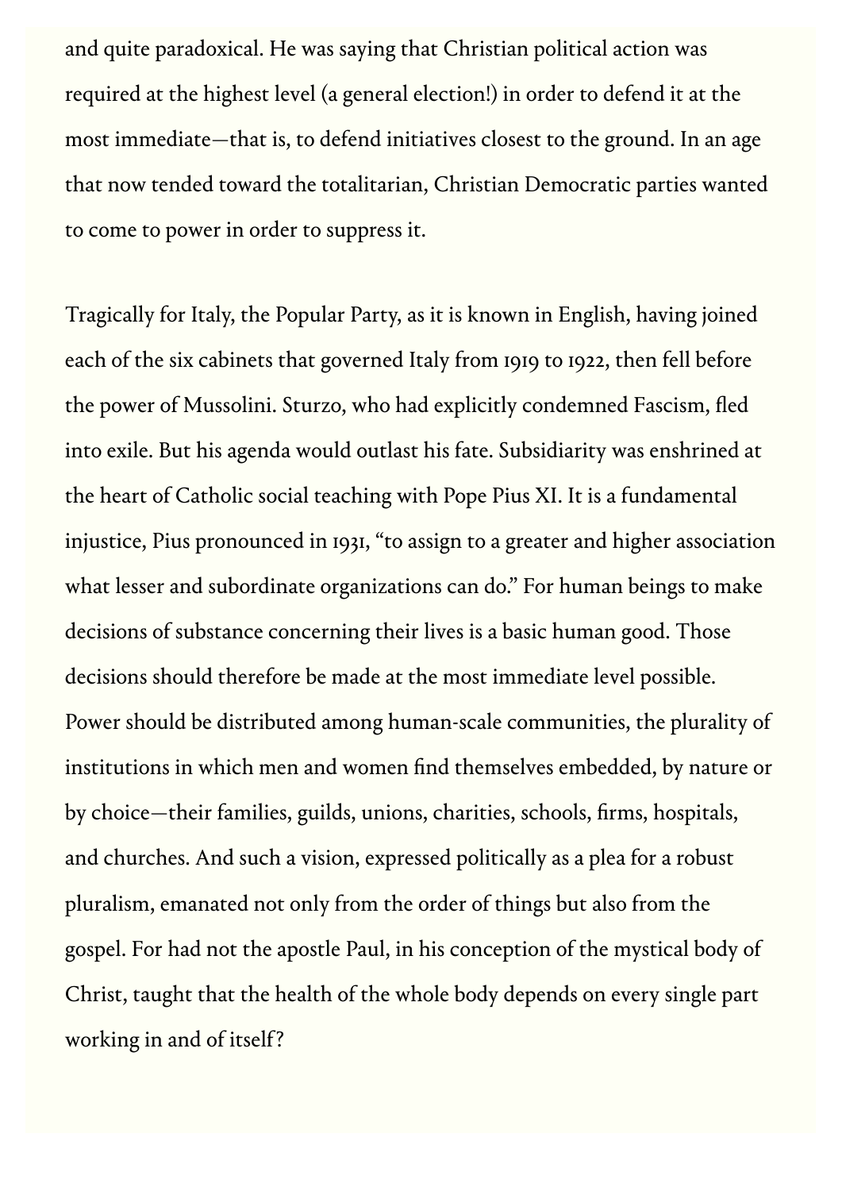and quite paradoxical. He was saying that Christian political action was required at the highest level (a general election!) in order to defend it at the most immediate—that is, to defend initiatives closest to the ground. In an age that now tended toward the totalitarian, Christian Democratic parties wanted to come to power in order to suppress it.

Tragically for Italy, the Popular Party, as it is known in English, having joined each of the six cabinets that governed Italy from 1919 to 1922, then fell before the power of Mussolini. Sturzo, who had explicitly condemned Fascism, fled into exile. But his agenda would outlast his fate. Subsidiarity was enshrined at the heart of Catholic social teaching with Pope Pius XI. It is a fundamental injustice, Pius pronounced in 1931, "to assign to a greater and higher association what lesser and subordinate organizations can do." For human beings to make decisions of substance concerning their lives is a basic human good. Those decisions should therefore be made at the most immediate level possible. Power should be distributed among human-scale communities, the plurality of institutions in which men and women find themselves embedded, by nature or by choice—their families, guilds, unions, charities, schools, firms, hospitals, and churches. And such a vision, expressed politically as a plea for a robust pluralism, emanated not only from the order of things but also from the gospel. For had not the apostle Paul, in his conception of the mystical body of Christ, taught that the health of the whole body depends on every single part working in and of itself?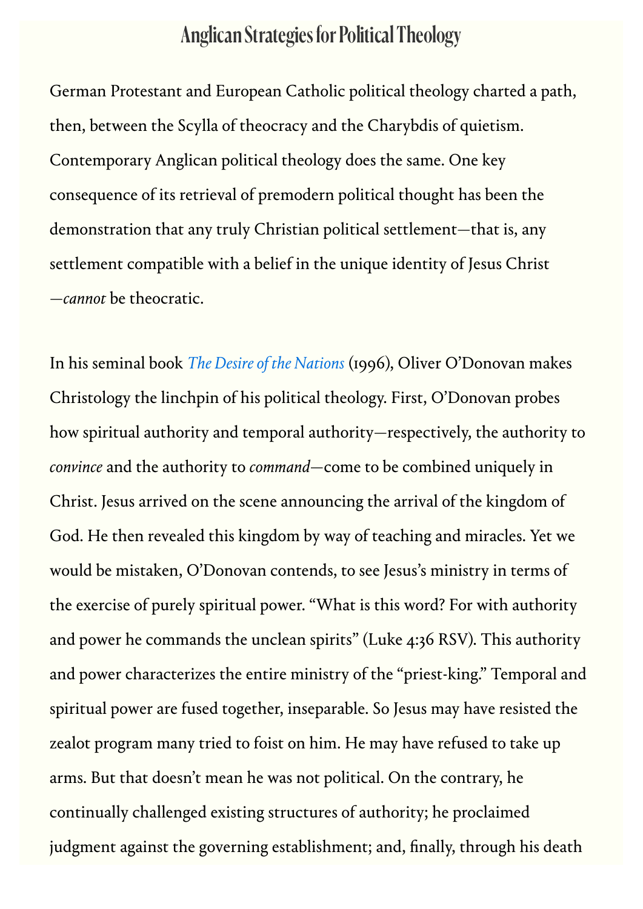## Anglican Strategies for Political Theology

German Protestant and European Catholic political theology charted a path, then, between the Scylla of theocracy and the Charybdis of quietism. Contemporary Anglican political theology does the same. One key consequence of its retrieval of premodern political thought has been the demonstration that any truly Christian political settlement—that is, any settlement compatible with a belief in the unique identity of Jesus Christ—*cannot* be theocratic.

In his seminal book *The Desire of the Nations* (1996), Oliver O'Donovan makes Christology the linchpin of his political theology. First, O'Donovan probes how spiritual authority and temporal authority—respectively, the authority to *convince* and the authority to *command*—come to be combined uniquely in Christ. Jesus arrived on the scene announcing the arrival of the kingdom of God. He then revealed this kingdom by way of teaching and miracles. Yet we would be mistaken, O'Donovan contends, to see Jesus's ministry in terms of the exercise of purely spiritual power. "What is this word? For with authority and power he commands the unclean spirits" (Luke 4:36 RSV). This authority and power characterizes the entire ministry of the "priest-king." Temporal and spiritual power are fused together, inseparable. So Jesus may have resisted the zealot program many tried to foist on him. He may have refused to take up arms. But that doesn't mean he was not political. On the contrary, he continually challenged existing structures of authority; he proclaimed judgment against the governing establishment; and, finally, through his death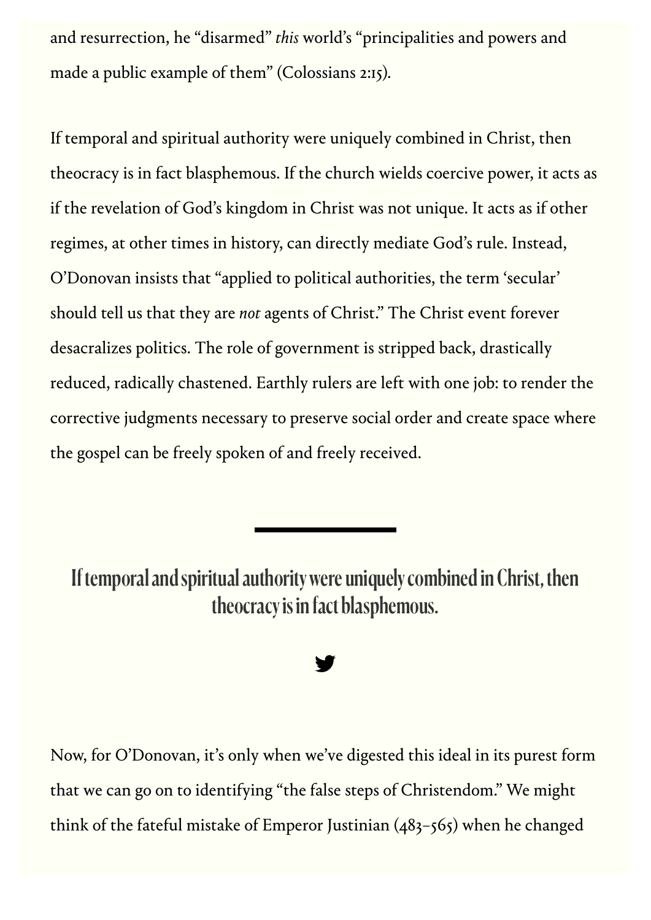and resurrection, he "disarmed" *this* world's "principalities and powers and made a public example of them" (Colossians 2:15).

If temporal and spiritual authority were uniquely combined in Christ, then theocracy is in fact blasphemous. If the church wields coercive power, it acts as if the revelation of God's kingdom in Christ was not unique. It acts as if other regimes, at other times in history, can directly mediate God's rule. Instead, O'Donovan insists that "applied to political authorities, the term 'secular' should tell us that they are *not* agents of Christ." The Christ event forever desacralizes politics. The role of government is stripped back, drastically reduced, radically chastened. Earthly rulers are left with one job: to render the corrective judgments necessary to preserve social order and create space where the gospel can be freely spoken of and freely received.

---

**If temporal and spiritual authority were uniquely combined in Christ, then theocracy is in fact blasphemous.**

Now, for O'Donovan, it's only when we've digested this ideal in its purest form that we can go on to identifying "the false steps of Christendom." We might think of the fateful mistake of Emperor Justinian (483–565) when he changed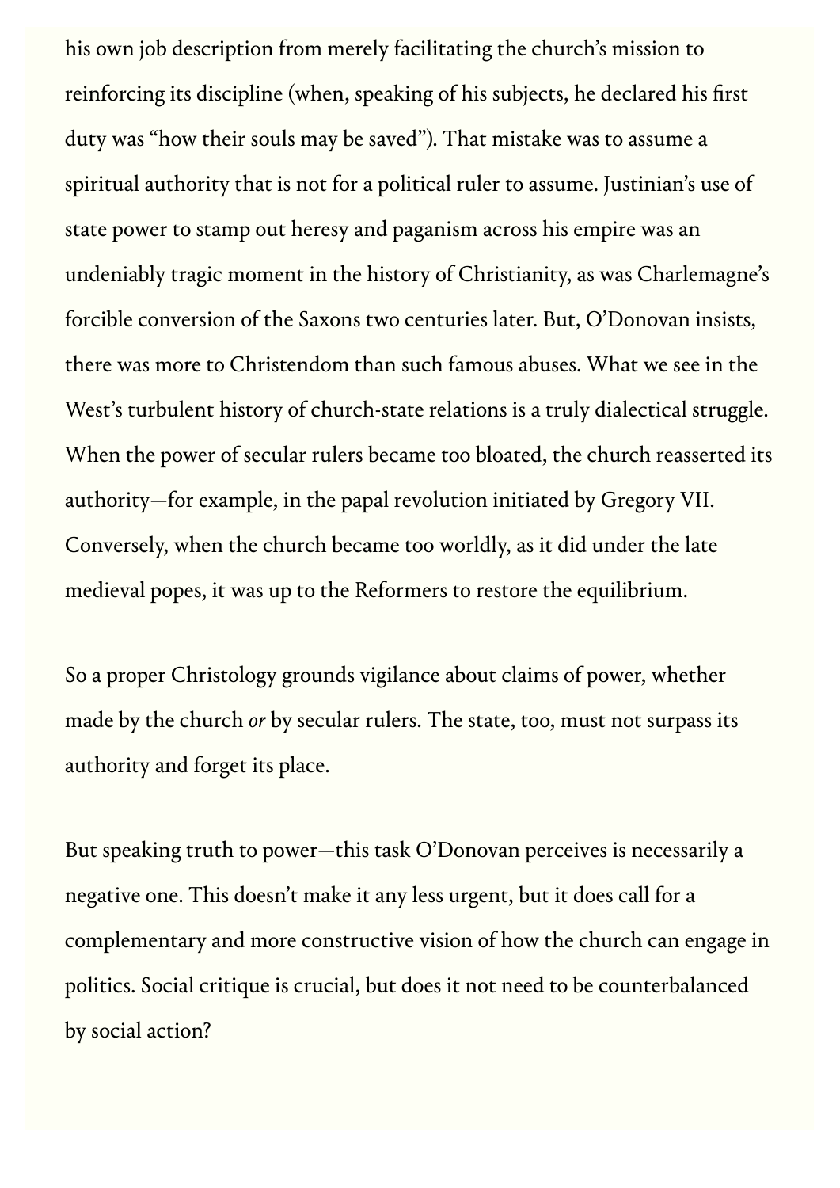his own job description from merely facilitating the church's mission to reinforcing its discipline (when, speaking of his subjects, he declared his first duty was "how their souls may be saved"). That mistake was to assume a spiritual authority that is not for a political ruler to assume. Justinian's use of state power to stamp out heresy and paganism across his empire was an undeniably tragic moment in the history of Christianity, as was Charlemagne's forcible conversion of the Saxons two centuries later. But, O'Donovan insists, there was more to Christendom than such famous abuses. What we see in the West's turbulent history of church-state relations is a truly dialectical struggle. When the power of secular rulers became too bloated, the church reasserted its authority—for example, in the papal revolution initiated by Gregory VII. Conversely, when the church became too worldly, as it did under the late medieval popes, it was up to the Reformers to restore the equilibrium.

So a proper Christology grounds vigilance about claims of power, whether made by the church *or* by secular rulers. The state, too, must not surpass its authority and forget its place.

But speaking truth to power—this task O'Donovan perceives is necessarily a negative one. This doesn't make it any less urgent, but it does call for a complementary and more constructive vision of how the church can engage in politics. Social critique is crucial, but does it not need to be counterbalanced by social action?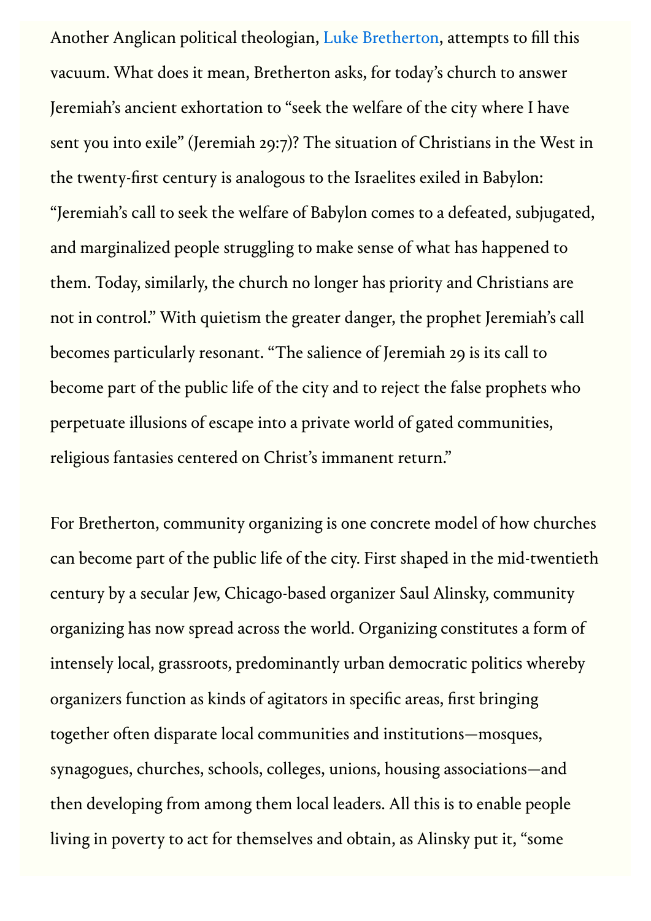Another Anglican political theologian, Luke Bretherton, attempts to fill this vacuum. What does it mean, Bretherton asks, for today's church to answer Jeremiah's ancient exhortation to "seek the welfare of the city where I have sent you into exile" (Jeremiah 29:7)? The situation of Christians in the West in the twenty-first century is analogous to the Israelites exiled in Babylon: "Jeremiah's call to seek the welfare of Babylon comes to a defeated, subjugated, and marginalized people struggling to make sense of what has happened to them. Today, similarly, the church no longer has priority and Christians are not in control." With quietism the greater danger, the prophet Jeremiah's call becomes particularly resonant. "The salience of Jeremiah 29 is its call to become part of the public life of the city and to reject the false prophets who perpetuate illusions of escape into a private world of gated communities, religious fantasies centered on Christ's immanent return."

For Bretherton, community organizing is one concrete model of how churches can become part of the public life of the city. First shaped in the mid-twentieth century by a secular Jew, Chicago-based organizer Saul Alinsky, community organizing has now spread across the world. Organizing constitutes a form of intensely local, grassroots, predominantly urban democratic politics whereby organizers function as kinds of agitators in specific areas, first bringing together often disparate local communities and institutions—mosques, synagogues, churches, schools, colleges, unions, housing associations—and then developing from among them local leaders. All this is to enable people living in poverty to act for themselves and obtain, as Alinsky put it, "some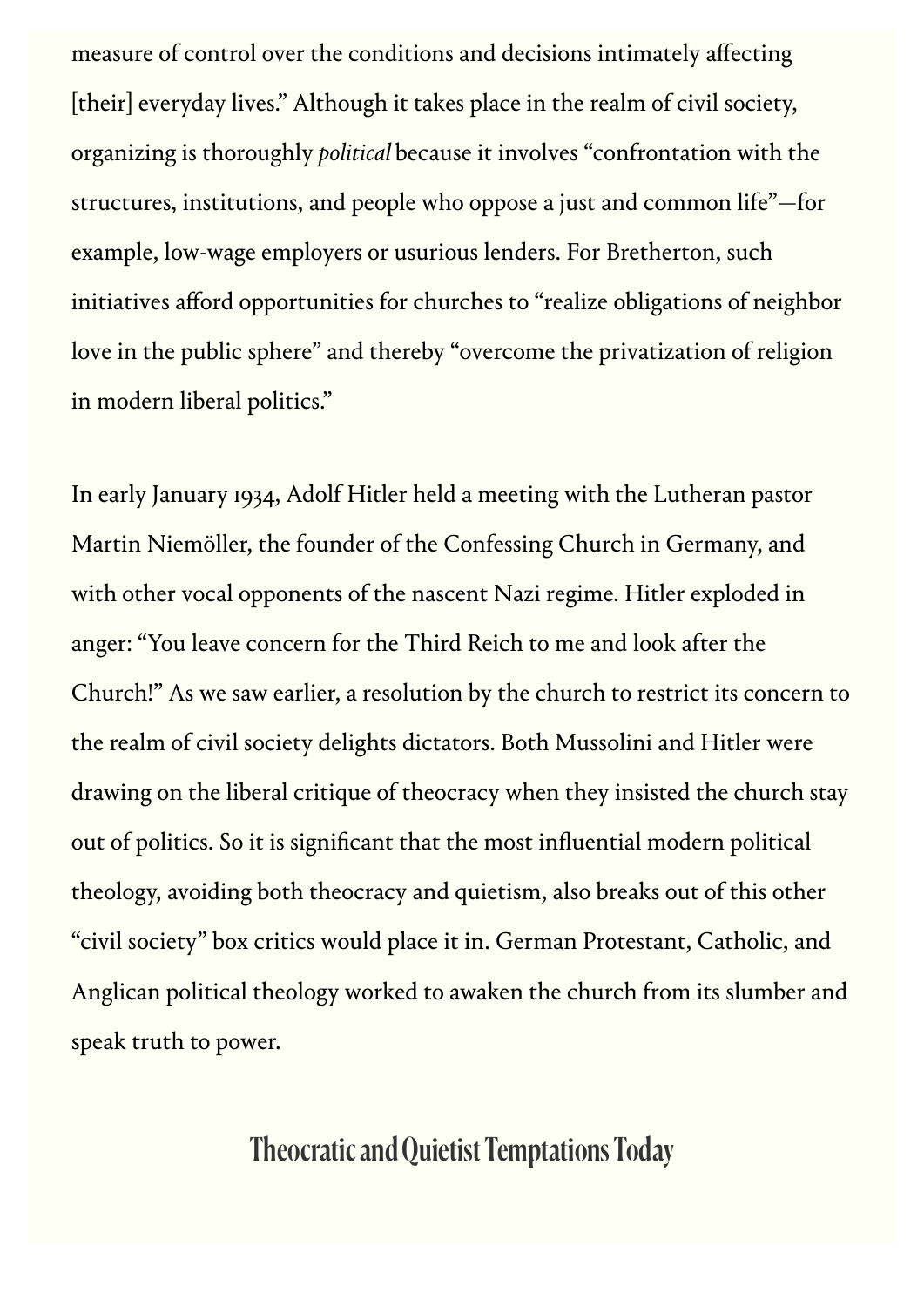measure of control over the conditions and decisions intimately affecting [their] everyday lives." Although it takes place in the realm of civil society, organizing is thoroughly *political* because it involves "confrontation with the structures, institutions, and people who oppose a just and common life"—for example, low-wage employers or usurious lenders. For Bretherton, such initiatives afford opportunities for churches to "realize obligations of neighbor love in the public sphere" and thereby "overcome the privatization of religion in modern liberal politics."

In early January 1934, Adolf Hitler held a meeting with the Lutheran pastor Martin Niemöller, the founder of the Confessing Church in Germany, and with other vocal opponents of the nascent Nazi regime. Hitler exploded in anger: "You leave concern for the Third Reich to me and look after the Church!" As we saw earlier, a resolution by the church to restrict its concern to the realm of civil society delights dictators. Both Mussolini and Hitler were drawing on the liberal critique of theocracy when they insisted the church stay out of politics. So it is significant that the most influential modern political theology, avoiding both theocracy and quietism, also breaks out of this other "civil society" box critics would place it in. German Protestant, Catholic, and Anglican political theology worked to awaken the church from its slumber and speak truth to power.

## Theocratic and Quietist Temptations Today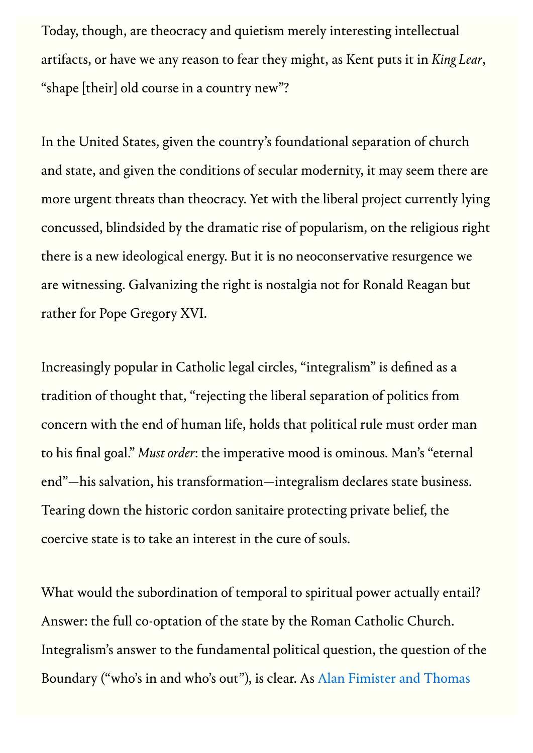Today, though, are theocracy and quietism merely interesting intellectual artifacts, or have we any reason to fear they might, as Kent puts it in *King Lear*, "shape [their] old course in a country new"?

In the United States, given the country's foundational separation of church and state, and given the conditions of secular modernity, it may seem there are more urgent threats than theocracy. Yet with the liberal project currently lying concussed, blindsided by the dramatic rise of popularism, on the religious right there is a new ideological energy. But it is no neoconservative resurgence we are witnessing. Galvanizing the right is nostalgia not for Ronald Reagan but rather for Pope Gregory XVI.

Increasingly popular in Catholic legal circles, "integralism" is defined as a tradition of thought that, "rejecting the liberal separation of politics from concern with the end of human life, holds that political rule must order man to his final goal." *Must order*: the imperative mood is ominous. Man's "eternal end"—his salvation, his transformation—integralism declares state business. Tearing down the historic cordon sanitaire protecting private belief, the coercive state is to take an interest in the cure of souls.

What would the subordination of temporal to spiritual power actually entail? Answer: the full co-optation of the state by the Roman Catholic Church. Integralism's answer to the fundamental political question, the question of the Boundary ("who's in and who's out"), is clear. As Alan Fimister and Thomas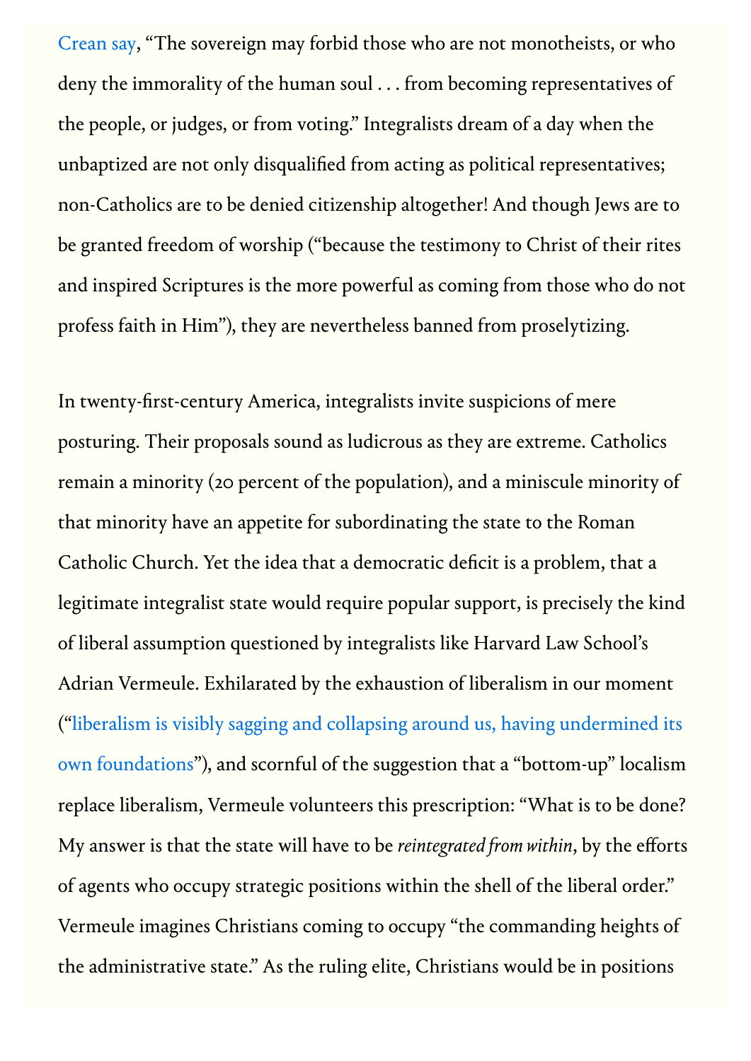Crean say, "The sovereign may forbid those who are not monotheists, or who deny the immorality of the human soul . . . from becoming representatives of the people, or judges, or from voting." Integralists dream of a day when the unbaptized are not only disqualified from acting as political representatives; non-Catholics are to be denied citizenship altogether! And though Jews are to be granted freedom of worship ("because the testimony to Christ of their rites and inspired Scriptures is the more powerful as coming from those who do not profess faith in Him"), they are nevertheless banned from proselytizing.

In twenty-first-century America, integralists invite suspicions of mere posturing. Their proposals sound as ludicrous as they are extreme. Catholics remain a minority (20 percent of the population), and a miniscule minority of that minority have an appetite for subordinating the state to the Roman Catholic Church. Yet the idea that a democratic deficit is a problem, that a legitimate integralist state would require popular support, is precisely the kind of liberal assumption questioned by integralists like Harvard Law School's Adrian Vermeule. Exhilarated by the exhaustion of liberalism in our moment ("liberalism is visibly sagging and collapsing around us, having undermined its own foundations"), and scornful of the suggestion that a "bottom-up" localism replace liberalism, Vermeule volunteers this prescription: "What is to be done? My answer is that the state will have to be *reintegrated from within*, by the efforts of agents who occupy strategic positions within the shell of the liberal order." Vermeule imagines Christians coming to occupy "the commanding heights of the administrative state." As the ruling elite, Christians would be in positions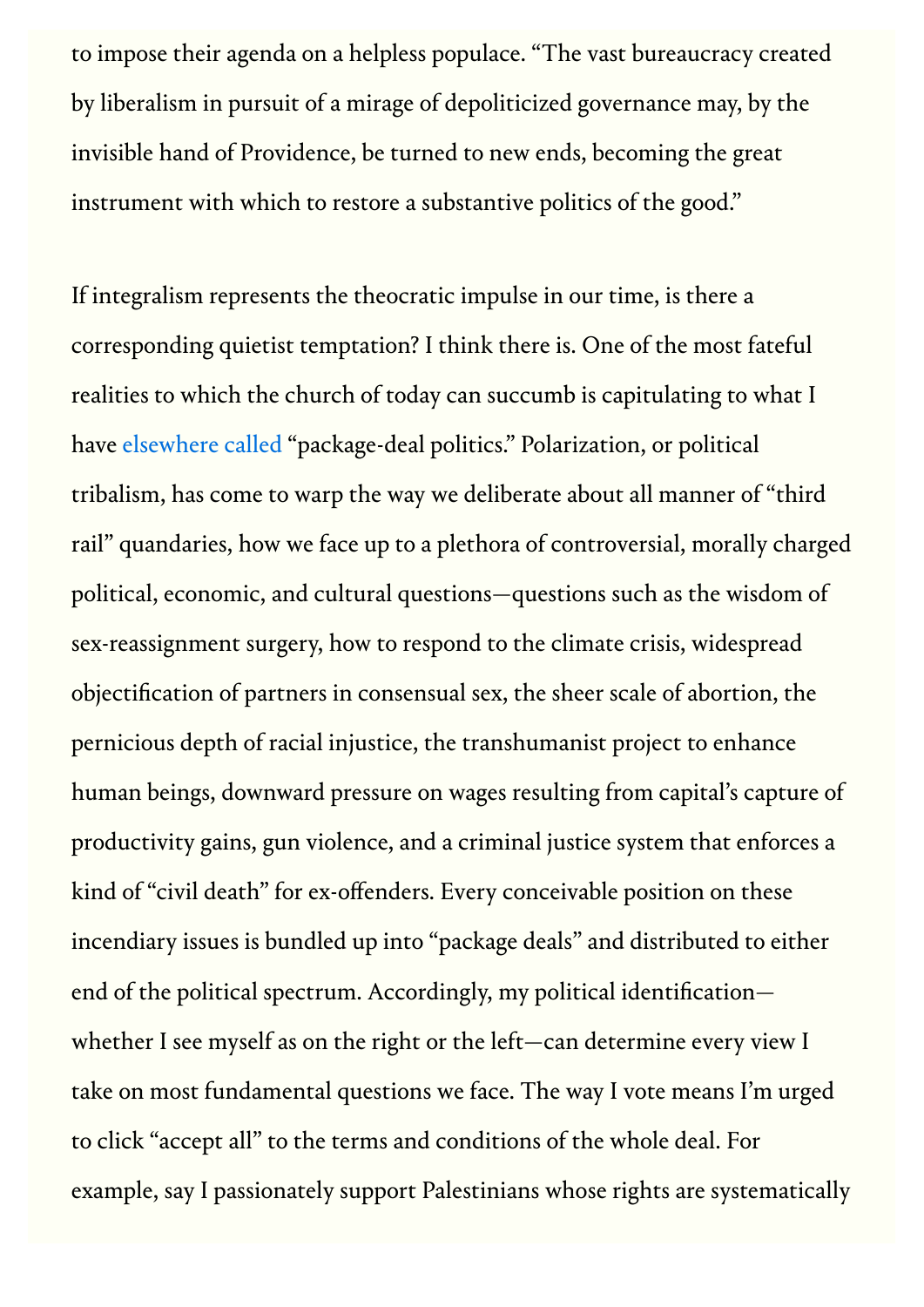to impose their agenda on a helpless populace. "The vast bureaucracy created by liberalism in pursuit of a mirage of depoliticized governance may, by the invisible hand of Providence, be turned to new ends, becoming the great instrument with which to restore a substantive politics of the good."

If integralism represents the theocratic impulse in our time, is there a corresponding quietist temptation? I think there is. One of the most fateful realities to which the church of today can succumb is capitulating to what I have elsewhere called "package-deal politics." Polarization, or political tribalism, has come to warp the way we deliberate about all manner of "third rail" quandaries, how we face up to a plethora of controversial, morally charged political, economic, and cultural questions—questions such as the wisdom of sex-reassignment surgery, how to respond to the climate crisis, widespread objectification of partners in consensual sex, the sheer scale of abortion, the pernicious depth of racial injustice, the transhumanist project to enhance human beings, downward pressure on wages resulting from capital's capture of productivity gains, gun violence, and a criminal justice system that enforces a kind of "civil death" for ex-offenders. Every conceivable position on these incendiary issues is bundled up into "package deals" and distributed to either end of the political spectrum. Accordingly, my political identification—whether I see myself as on the right or the left—can determine every view I take on most fundamental questions we face. The way I vote means I'm urged to click "accept all" to the terms and conditions of the whole deal. For example, say I passionately support Palestinians whose rights are systematically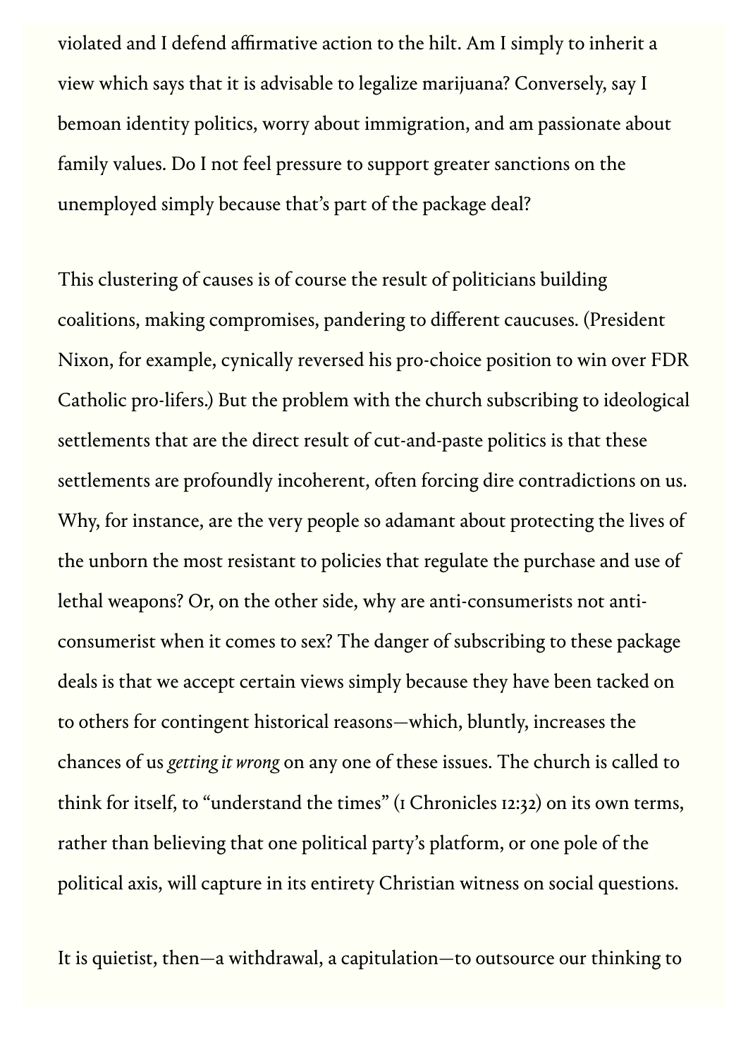violated and I defend affirmative action to the hilt. Am I simply to inherit a view which says that it is advisable to legalize marijuana? Conversely, say I bemoan identity politics, worry about immigration, and am passionate about family values. Do I not feel pressure to support greater sanctions on the unemployed simply because that's part of the package deal?

This clustering of causes is of course the result of politicians building coalitions, making compromises, pandering to different caucuses. (President Nixon, for example, cynically reversed his pro-choice position to win over FDR Catholic pro-lifers.) But the problem with the church subscribing to ideological settlements that are the direct result of cut-and-paste politics is that these settlements are profoundly incoherent, often forcing dire contradictions on us. Why, for instance, are the very people so adamant about protecting the lives of the unborn the most resistant to policies that regulate the purchase and use of lethal weapons? Or, on the other side, why are anti-consumerists not anti-consumerist when it comes to sex? The danger of subscribing to these package deals is that we accept certain views simply because they have been tacked on to others for contingent historical reasons—which, bluntly, increases the chances of us *getting it wrong* on any one of these issues. The church is called to think for itself, to "understand the times" (1 Chronicles 12:32) on its own terms, rather than believing that one political party's platform, or one pole of the political axis, will capture in its entirety Christian witness on social questions.

It is quietist, then—a withdrawal, a capitulation—to outsource our thinking to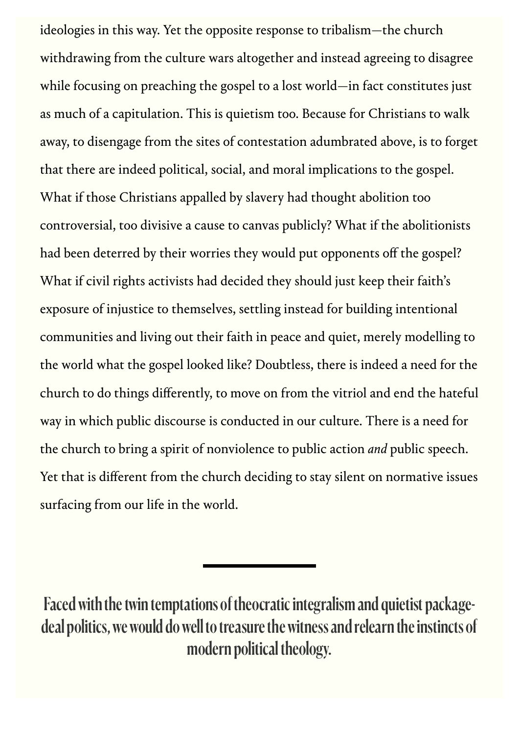ideologies in this way. Yet the opposite response to tribalism—the church withdrawing from the culture wars altogether and instead agreeing to disagree while focusing on preaching the gospel to a lost world—in fact constitutes just as much of a capitulation. This is quietism too. Because for Christians to walk away, to disengage from the sites of contestation adumbrated above, is to forget that there are indeed political, social, and moral implications to the gospel. What if those Christians appalled by slavery had thought abolition too controversial, too divisive a cause to canvas publicly? What if the abolitionists had been deterred by their worries they would put opponents off the gospel? What if civil rights activists had decided they should just keep their faith's exposure of injustice to themselves, settling instead for building intentional communities and living out their faith in peace and quiet, merely modelling to the world what the gospel looked like? Doubtless, there is indeed a need for the church to do things differently, to move on from the vitriol and end the hateful way in which public discourse is conducted in our culture. There is a need for the church to bring a spirit of nonviolence to public action *and* public speech. Yet that is different from the church deciding to stay silent on normative issues surfacing from our life in the world.

---

**Faced with the twin temptations of theocratic integralism and quietist package-deal politics, we would do well to treasure the witness and relearn the instincts of modern political theology.**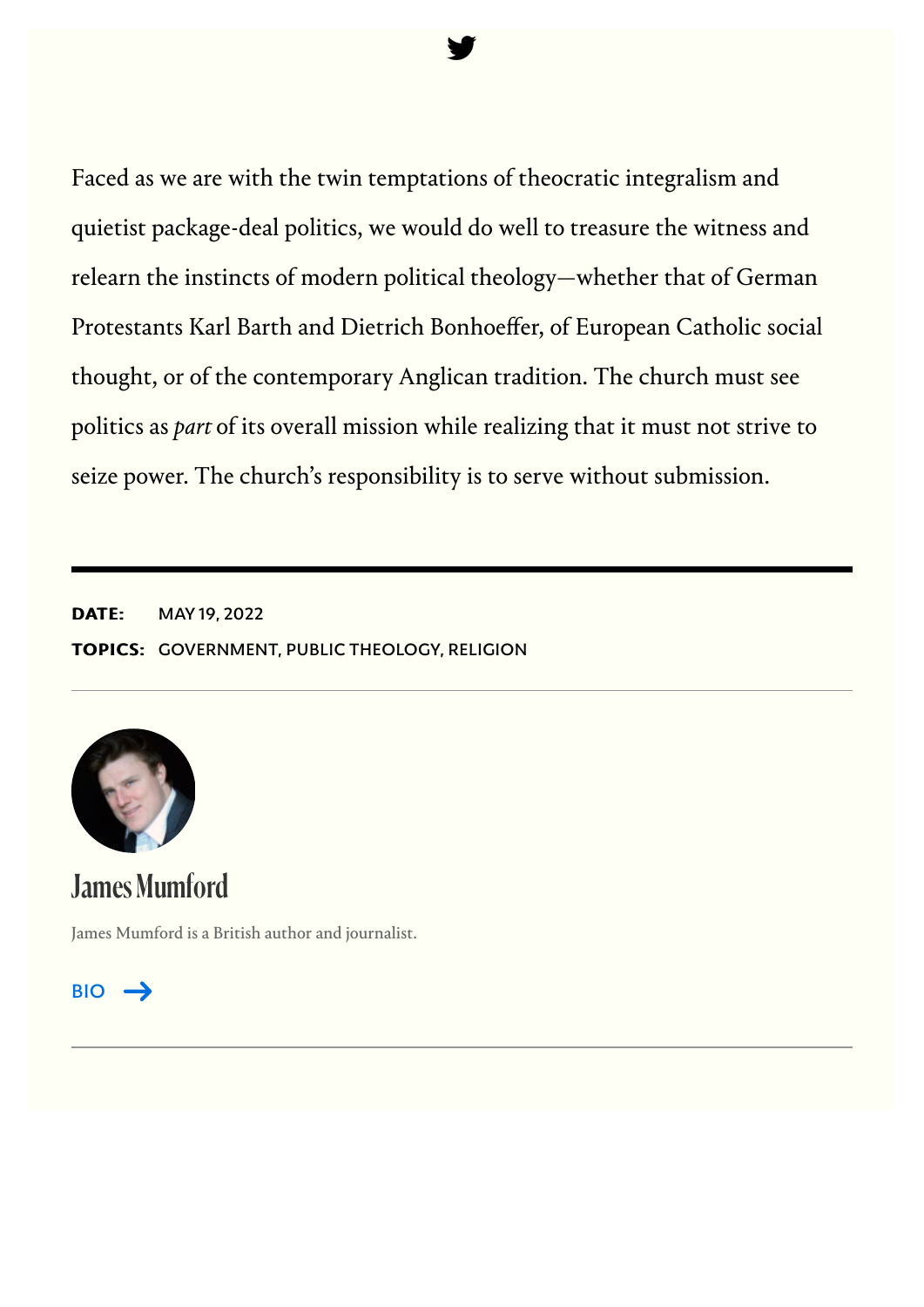Faced as we are with the twin temptations of theocratic integralism and quietist package-deal politics, we would do well to treasure the witness and relearn the instincts of modern political theology—whether that of German Protestants Karl Barth and Dietrich Bonhoeffer, of European Catholic social thought, or of the contemporary Anglican tradition. The church must see politics as *part* of its overall mission while realizing that it must not strive to seize power. The church's responsibility is to serve without submission.

---

**DATE:** MAY 19, 2022

**TOPICS:** GOVERNMENT, PUBLIC THEOLOGY, RELIGION

## James Mumford

James Mumford is a British author and journalist.

BIO →